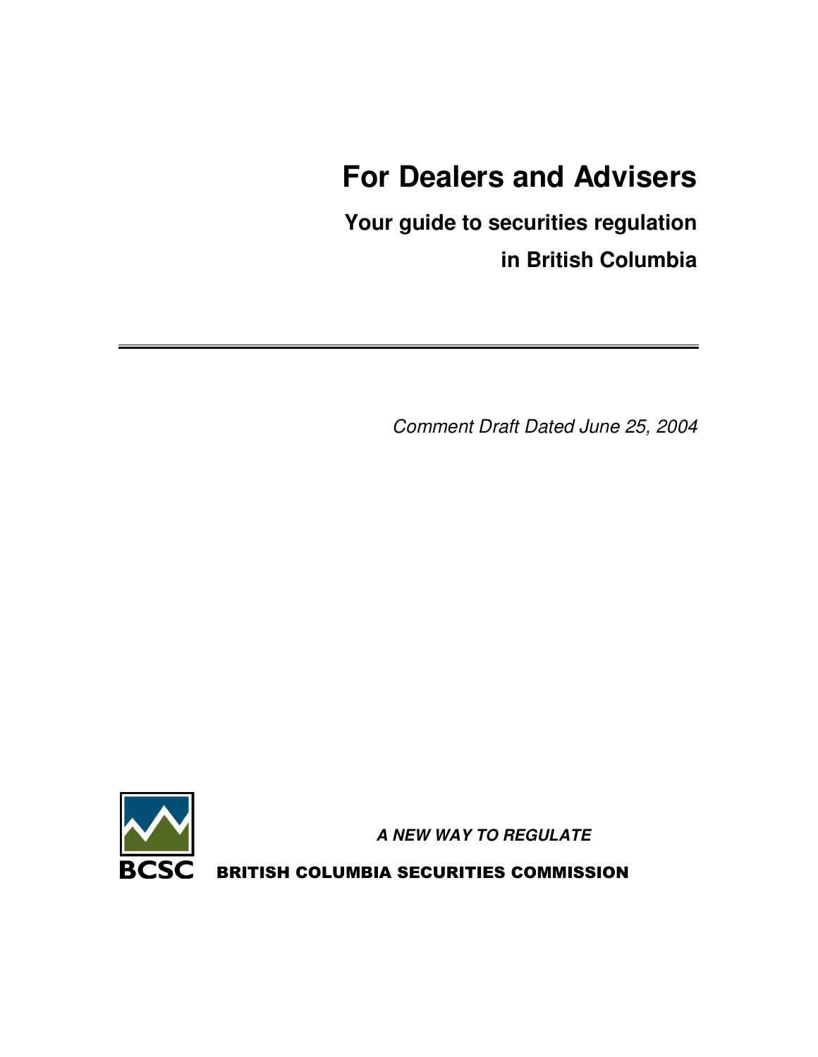# For Dealers and Advisers

## Your guide to securities regulation in British Columbia

---

*Comment Draft Dated June 25, 2004*

***A NEW WAY TO REGULATE***

BCSC

**BRITISH COLUMBIA SECURITIES COMMISSION**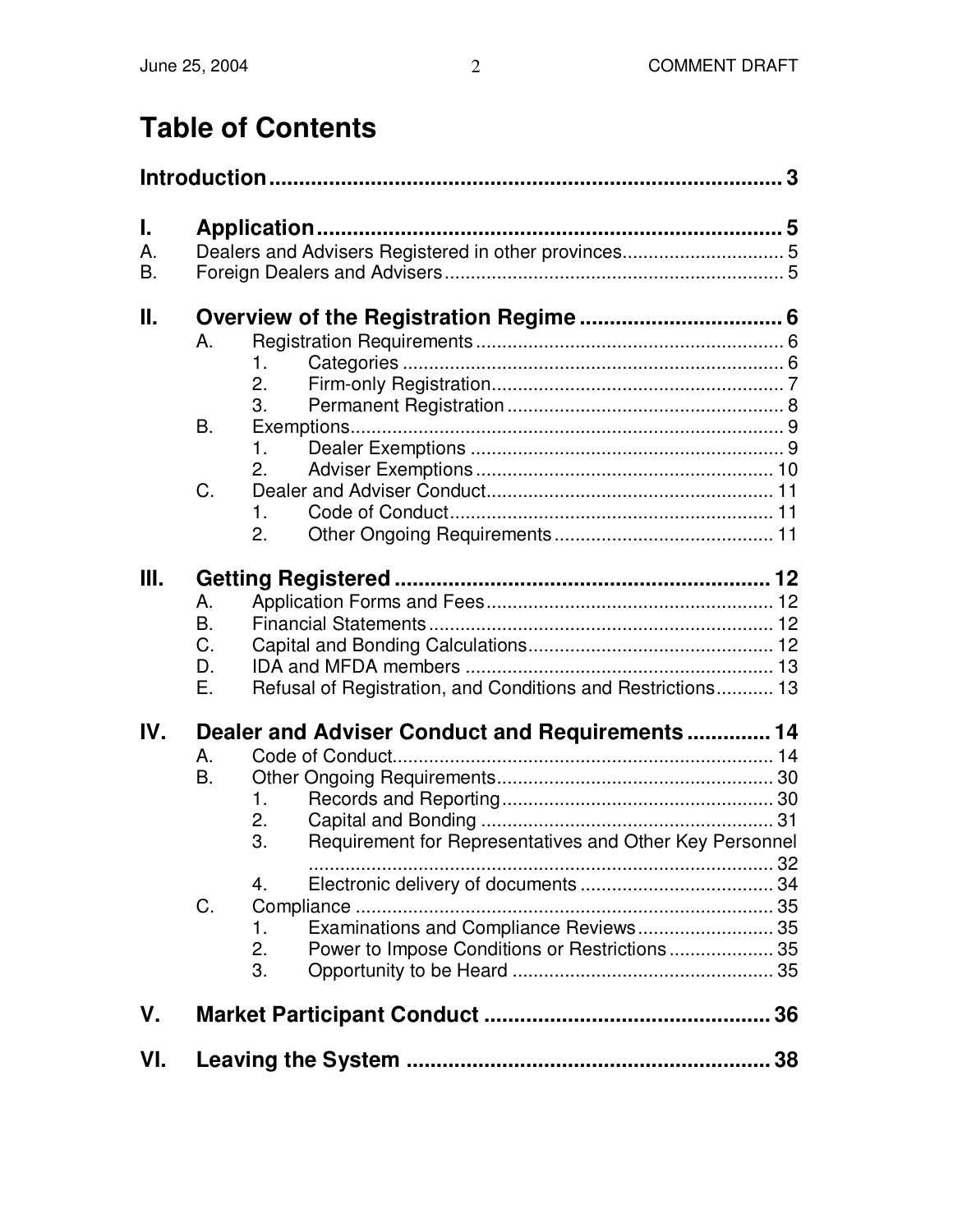# Table of Contents

**Introduction** ..... 3

**I. Application** ..... 5

- A. Dealers and Advisers Registered in other provinces ..... 5
- B. Foreign Dealers and Advisers ..... 5

**II. Overview of the Registration Regime** ..... 6

- A. Registration Requirements ..... 6
  - 1. Categories ..... 6
  - 2. Firm-only Registration ..... 7
  - 3. Permanent Registration ..... 8
- B. Exemptions ..... 9
  - 1. Dealer Exemptions ..... 9
  - 2. Adviser Exemptions ..... 10
- C. Dealer and Adviser Conduct ..... 11
  - 1. Code of Conduct ..... 11
  - 2. Other Ongoing Requirements ..... 11

**III. Getting Registered** ..... 12

- A. Application Forms and Fees ..... 12
- B. Financial Statements ..... 12
- C. Capital and Bonding Calculations ..... 12
- D. IDA and MFDA members ..... 13
- E. Refusal of Registration, and Conditions and Restrictions ..... 13

**IV. Dealer and Adviser Conduct and Requirements** ..... 14

- A. Code of Conduct ..... 14
- B. Other Ongoing Requirements ..... 30
  - 1. Records and Reporting ..... 30
  - 2. Capital and Bonding ..... 31
  - 3. Requirement for Representatives and Other Key Personnel ..... 32
  - 4. Electronic delivery of documents ..... 34
- C. Compliance ..... 35
  - 1. Examinations and Compliance Reviews ..... 35
  - 2. Power to Impose Conditions or Restrictions ..... 35
  - 3. Opportunity to be Heard ..... 35

**V. Market Participant Conduct** ..... 36

**VI. Leaving the System** ..... 38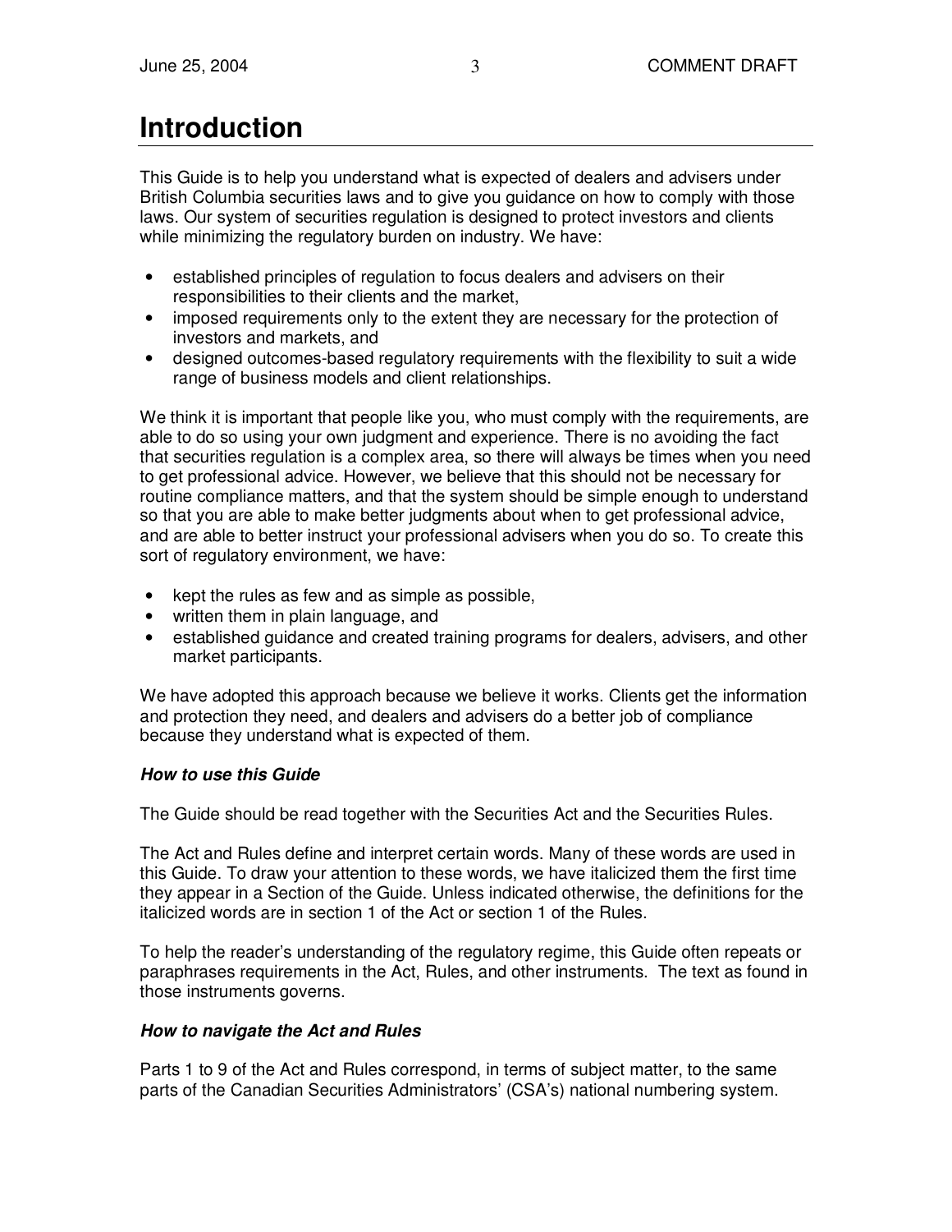# Introduction

This Guide is to help you understand what is expected of dealers and advisers under British Columbia securities laws and to give you guidance on how to comply with those laws. Our system of securities regulation is designed to protect investors and clients while minimizing the regulatory burden on industry. We have:

- established principles of regulation to focus dealers and advisers on their responsibilities to their clients and the market,
- imposed requirements only to the extent they are necessary for the protection of investors and markets, and
- designed outcomes-based regulatory requirements with the flexibility to suit a wide range of business models and client relationships.

We think it is important that people like you, who must comply with the requirements, are able to do so using your own judgment and experience. There is no avoiding the fact that securities regulation is a complex area, so there will always be times when you need to get professional advice. However, we believe that this should not be necessary for routine compliance matters, and that the system should be simple enough to understand so that you are able to make better judgments about when to get professional advice, and are able to better instruct your professional advisers when you do so. To create this sort of regulatory environment, we have:

- kept the rules as few and as simple as possible,
- written them in plain language, and
- established guidance and created training programs for dealers, advisers, and other market participants.

We have adopted this approach because we believe it works. Clients get the information and protection they need, and dealers and advisers do a better job of compliance because they understand what is expected of them.

***How to use this Guide***

The Guide should be read together with the Securities Act and the Securities Rules.

The Act and Rules define and interpret certain words. Many of these words are used in this Guide. To draw your attention to these words, we have italicized them the first time they appear in a Section of the Guide. Unless indicated otherwise, the definitions for the italicized words are in section 1 of the Act or section 1 of the Rules.

To help the reader's understanding of the regulatory regime, this Guide often repeats or paraphrases requirements in the Act, Rules, and other instruments. The text as found in those instruments governs.

***How to navigate the Act and Rules***

Parts 1 to 9 of the Act and Rules correspond, in terms of subject matter, to the same parts of the Canadian Securities Administrators' (CSA's) national numbering system.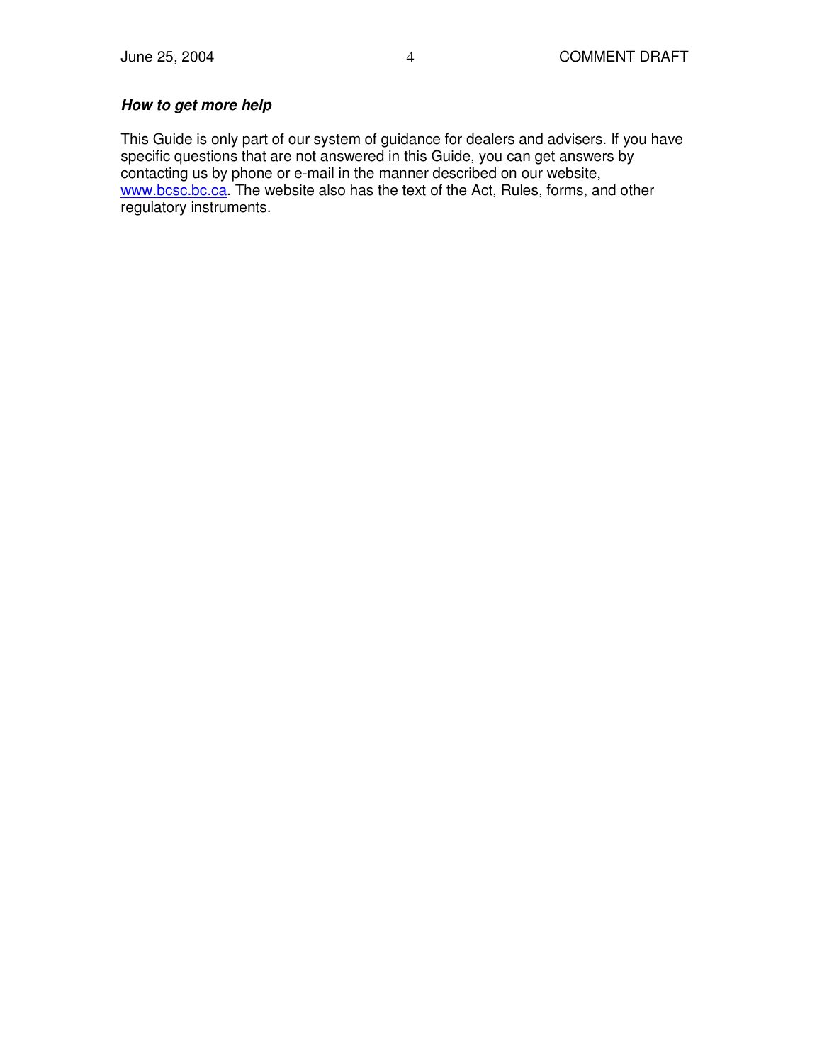***How to get more help***

This Guide is only part of our system of guidance for dealers and advisers. If you have specific questions that are not answered in this Guide, you can get answers by contacting us by phone or e-mail in the manner described on our website, www.bcsc.bc.ca. The website also has the text of the Act, Rules, forms, and other regulatory instruments.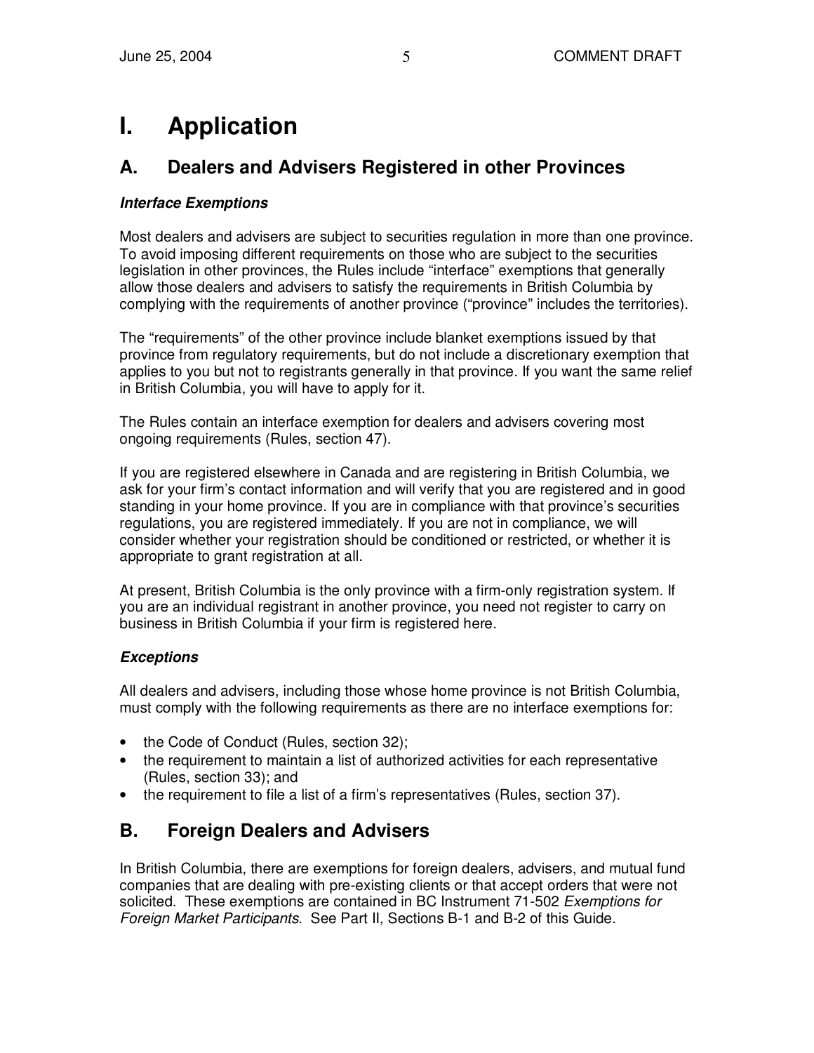# I. Application

## A. Dealers and Advisers Registered in other Provinces

***Interface Exemptions***

Most dealers and advisers are subject to securities regulation in more than one province. To avoid imposing different requirements on those who are subject to the securities legislation in other provinces, the Rules include "interface" exemptions that generally allow those dealers and advisers to satisfy the requirements in British Columbia by complying with the requirements of another province ("province" includes the territories).

The "requirements" of the other province include blanket exemptions issued by that province from regulatory requirements, but do not include a discretionary exemption that applies to you but not to registrants generally in that province. If you want the same relief in British Columbia, you will have to apply for it.

The Rules contain an interface exemption for dealers and advisers covering most ongoing requirements (Rules, section 47).

If you are registered elsewhere in Canada and are registering in British Columbia, we ask for your firm's contact information and will verify that you are registered and in good standing in your home province. If you are in compliance with that province's securities regulations, you are registered immediately. If you are not in compliance, we will consider whether your registration should be conditioned or restricted, or whether it is appropriate to grant registration at all.

At present, British Columbia is the only province with a firm-only registration system. If you are an individual registrant in another province, you need not register to carry on business in British Columbia if your firm is registered here.

***Exceptions***

All dealers and advisers, including those whose home province is not British Columbia, must comply with the following requirements as there are no interface exemptions for:

- the Code of Conduct (Rules, section 32);
- the requirement to maintain a list of authorized activities for each representative (Rules, section 33); and
- the requirement to file a list of a firm's representatives (Rules, section 37).

## B. Foreign Dealers and Advisers

In British Columbia, there are exemptions for foreign dealers, advisers, and mutual fund companies that are dealing with pre-existing clients or that accept orders that were not solicited. These exemptions are contained in BC Instrument 71-502 *Exemptions for Foreign Market Participants*. See Part II, Sections B-1 and B-2 of this Guide.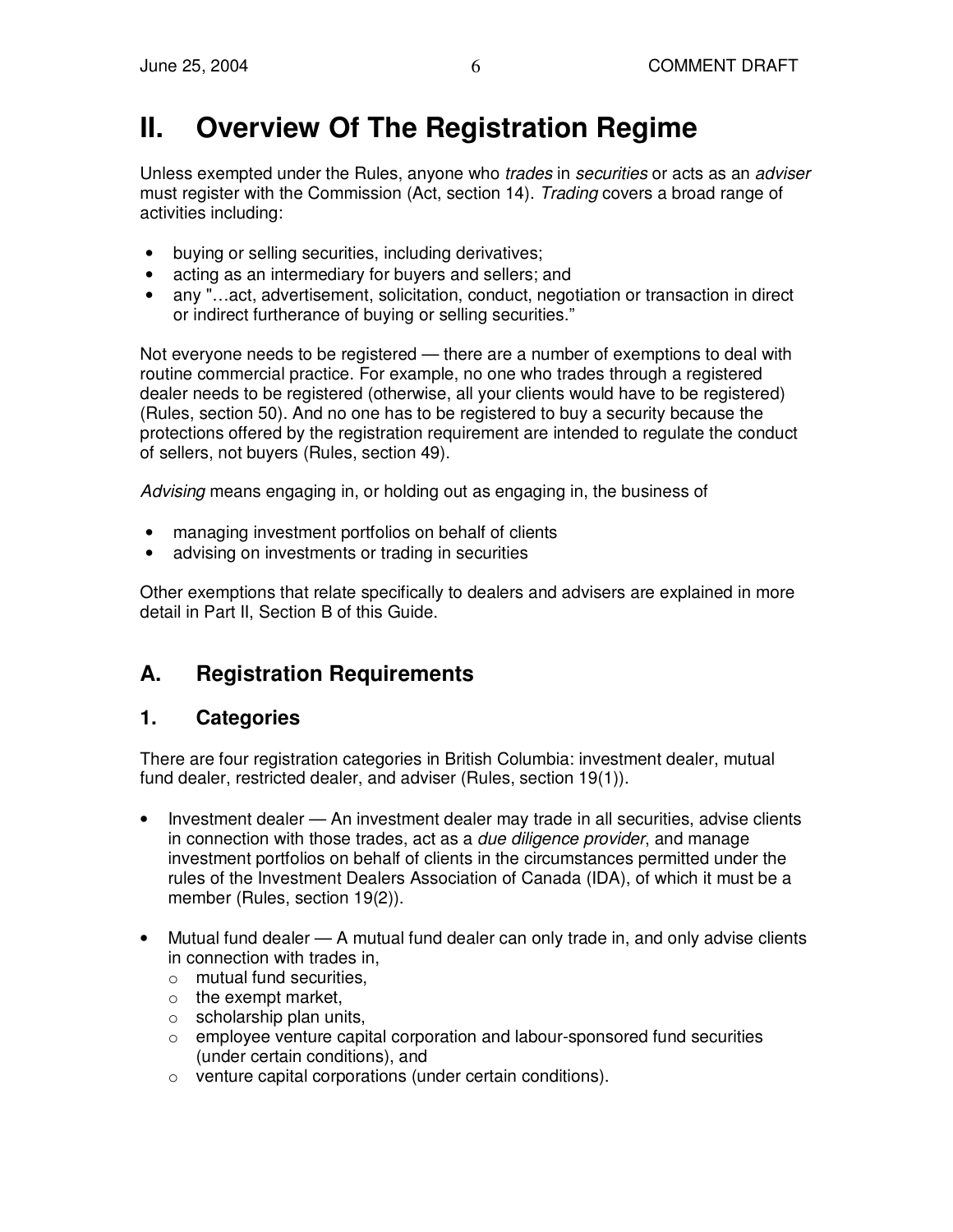# II. Overview Of The Registration Regime

Unless exempted under the Rules, anyone who *trades* in *securities* or acts as an *adviser* must register with the Commission (Act, section 14). *Trading* covers a broad range of activities including:

- buying or selling securities, including derivatives;
- acting as an intermediary for buyers and sellers; and
- any "…act, advertisement, solicitation, conduct, negotiation or transaction in direct or indirect furtherance of buying or selling securities."

Not everyone needs to be registered — there are a number of exemptions to deal with routine commercial practice. For example, no one who trades through a registered dealer needs to be registered (otherwise, all your clients would have to be registered) (Rules, section 50). And no one has to be registered to buy a security because the protections offered by the registration requirement are intended to regulate the conduct of sellers, not buyers (Rules, section 49).

*Advising* means engaging in, or holding out as engaging in, the business of

- managing investment portfolios on behalf of clients
- advising on investments or trading in securities

Other exemptions that relate specifically to dealers and advisers are explained in more detail in Part II, Section B of this Guide.

## A. Registration Requirements

### 1. Categories

There are four registration categories in British Columbia: investment dealer, mutual fund dealer, restricted dealer, and adviser (Rules, section 19(1)).

- Investment dealer — An investment dealer may trade in all securities, advise clients in connection with those trades, act as a *due diligence provider*, and manage investment portfolios on behalf of clients in the circumstances permitted under the rules of the Investment Dealers Association of Canada (IDA), of which it must be a member (Rules, section 19(2)).

- Mutual fund dealer — A mutual fund dealer can only trade in, and only advise clients in connection with trades in,
  - mutual fund securities,
  - the exempt market,
  - scholarship plan units,
  - employee venture capital corporation and labour-sponsored fund securities (under certain conditions), and
  - venture capital corporations (under certain conditions).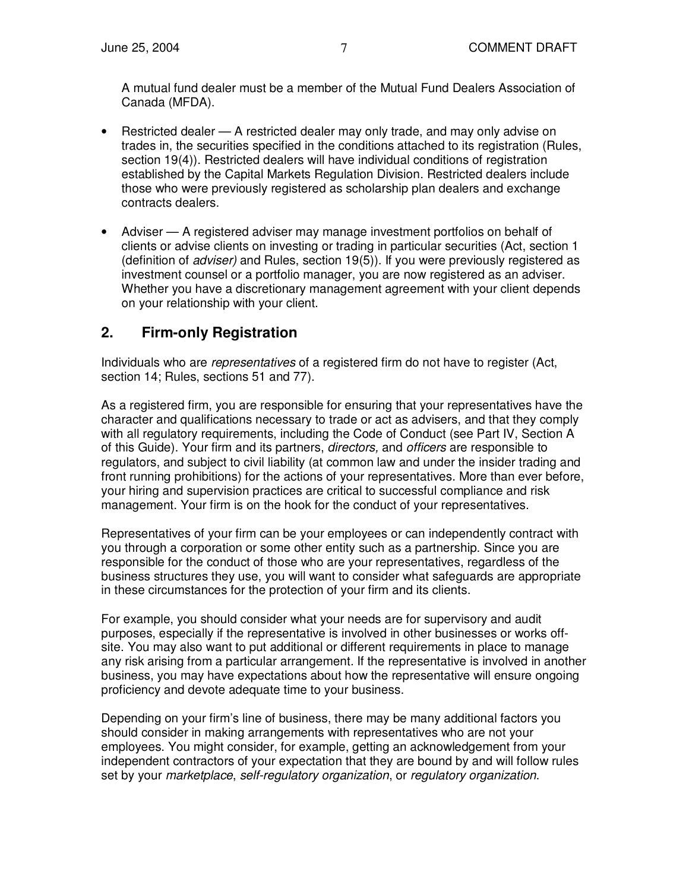A mutual fund dealer must be a member of the Mutual Fund Dealers Association of Canada (MFDA).

- Restricted dealer — A restricted dealer may only trade, and may only advise on trades in, the securities specified in the conditions attached to its registration (Rules, section 19(4)). Restricted dealers will have individual conditions of registration established by the Capital Markets Regulation Division. Restricted dealers include those who were previously registered as scholarship plan dealers and exchange contracts dealers.

- Adviser — A registered adviser may manage investment portfolios on behalf of clients or advise clients on investing or trading in particular securities (Act, section 1 (definition of *adviser)* and Rules, section 19(5)). If you were previously registered as investment counsel or a portfolio manager, you are now registered as an adviser. Whether you have a discretionary management agreement with your client depends on your relationship with your client.

## 2. Firm-only Registration

Individuals who are *representatives* of a registered firm do not have to register (Act, section 14; Rules, sections 51 and 77).

As a registered firm, you are responsible for ensuring that your representatives have the character and qualifications necessary to trade or act as advisers, and that they comply with all regulatory requirements, including the Code of Conduct (see Part IV, Section A of this Guide). Your firm and its partners, *directors,* and *officers* are responsible to regulators, and subject to civil liability (at common law and under the insider trading and front running prohibitions) for the actions of your representatives. More than ever before, your hiring and supervision practices are critical to successful compliance and risk management. Your firm is on the hook for the conduct of your representatives.

Representatives of your firm can be your employees or can independently contract with you through a corporation or some other entity such as a partnership. Since you are responsible for the conduct of those who are your representatives, regardless of the business structures they use, you will want to consider what safeguards are appropriate in these circumstances for the protection of your firm and its clients.

For example, you should consider what your needs are for supervisory and audit purposes, especially if the representative is involved in other businesses or works off-site. You may also want to put additional or different requirements in place to manage any risk arising from a particular arrangement. If the representative is involved in another business, you may have expectations about how the representative will ensure ongoing proficiency and devote adequate time to your business.

Depending on your firm's line of business, there may be many additional factors you should consider in making arrangements with representatives who are not your employees. You might consider, for example, getting an acknowledgement from your independent contractors of your expectation that they are bound by and will follow rules set by your *marketplace*, *self-regulatory organization*, or *regulatory organization*.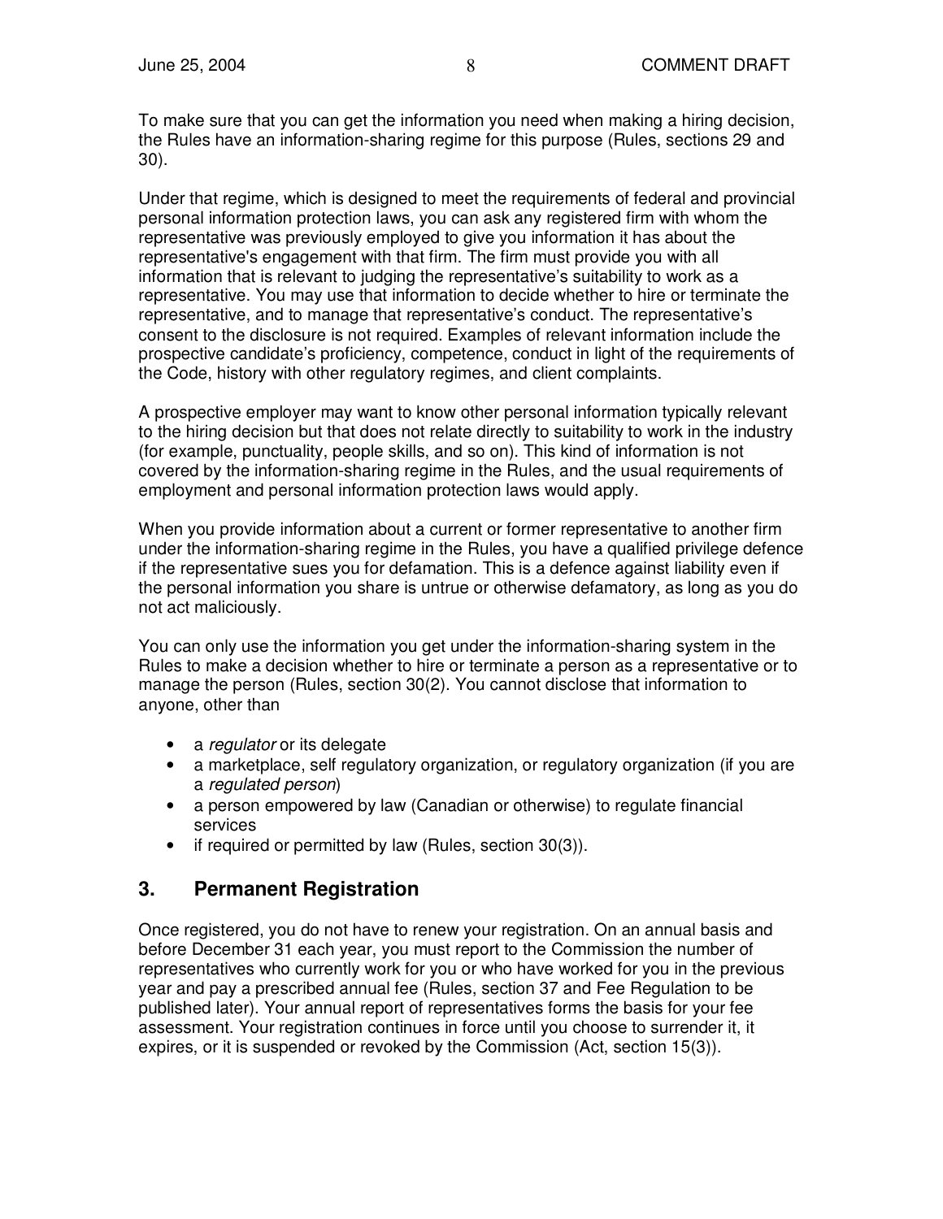To make sure that you can get the information you need when making a hiring decision, the Rules have an information-sharing regime for this purpose (Rules, sections 29 and 30).

Under that regime, which is designed to meet the requirements of federal and provincial personal information protection laws, you can ask any registered firm with whom the representative was previously employed to give you information it has about the representative's engagement with that firm. The firm must provide you with all information that is relevant to judging the representative's suitability to work as a representative. You may use that information to decide whether to hire or terminate the representative, and to manage that representative's conduct. The representative's consent to the disclosure is not required. Examples of relevant information include the prospective candidate's proficiency, competence, conduct in light of the requirements of the Code, history with other regulatory regimes, and client complaints.

A prospective employer may want to know other personal information typically relevant to the hiring decision but that does not relate directly to suitability to work in the industry (for example, punctuality, people skills, and so on). This kind of information is not covered by the information-sharing regime in the Rules, and the usual requirements of employment and personal information protection laws would apply.

When you provide information about a current or former representative to another firm under the information-sharing regime in the Rules, you have a qualified privilege defence if the representative sues you for defamation. This is a defence against liability even if the personal information you share is untrue or otherwise defamatory, as long as you do not act maliciously.

You can only use the information you get under the information-sharing system in the Rules to make a decision whether to hire or terminate a person as a representative or to manage the person (Rules, section 30(2). You cannot disclose that information to anyone, other than

- a *regulator* or its delegate
- a marketplace, self regulatory organization, or regulatory organization (if you are a *regulated person*)
- a person empowered by law (Canadian or otherwise) to regulate financial services
- if required or permitted by law (Rules, section 30(3)).

## 3. Permanent Registration

Once registered, you do not have to renew your registration. On an annual basis and before December 31 each year, you must report to the Commission the number of representatives who currently work for you or who have worked for you in the previous year and pay a prescribed annual fee (Rules, section 37 and Fee Regulation to be published later). Your annual report of representatives forms the basis for your fee assessment. Your registration continues in force until you choose to surrender it, it expires, or it is suspended or revoked by the Commission (Act, section 15(3)).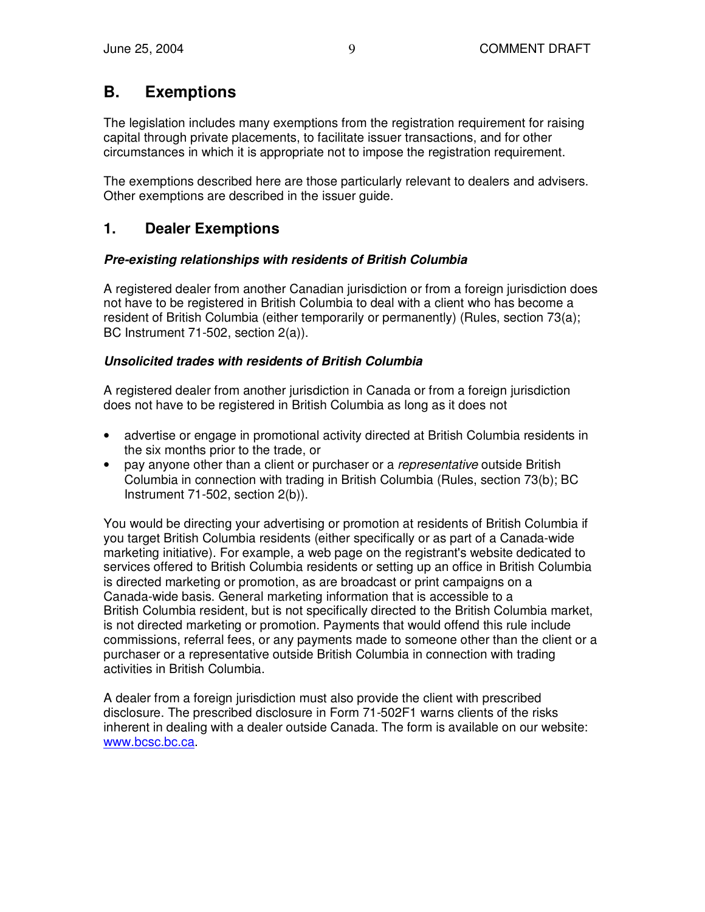## B. Exemptions

The legislation includes many exemptions from the registration requirement for raising capital through private placements, to facilitate issuer transactions, and for other circumstances in which it is appropriate not to impose the registration requirement.

The exemptions described here are those particularly relevant to dealers and advisers. Other exemptions are described in the issuer guide.

### 1. Dealer Exemptions

***Pre-existing relationships with residents of British Columbia***

A registered dealer from another Canadian jurisdiction or from a foreign jurisdiction does not have to be registered in British Columbia to deal with a client who has become a resident of British Columbia (either temporarily or permanently) (Rules, section 73(a); BC Instrument 71-502, section 2(a)).

***Unsolicited trades with residents of British Columbia***

A registered dealer from another jurisdiction in Canada or from a foreign jurisdiction does not have to be registered in British Columbia as long as it does not

- advertise or engage in promotional activity directed at British Columbia residents in the six months prior to the trade, or
- pay anyone other than a client or purchaser or a *representative* outside British Columbia in connection with trading in British Columbia (Rules, section 73(b); BC Instrument 71-502, section 2(b)).

You would be directing your advertising or promotion at residents of British Columbia if you target British Columbia residents (either specifically or as part of a Canada-wide marketing initiative). For example, a web page on the registrant's website dedicated to services offered to British Columbia residents or setting up an office in British Columbia is directed marketing or promotion, as are broadcast or print campaigns on a Canada-wide basis. General marketing information that is accessible to a British Columbia resident, but is not specifically directed to the British Columbia market, is not directed marketing or promotion. Payments that would offend this rule include commissions, referral fees, or any payments made to someone other than the client or a purchaser or a representative outside British Columbia in connection with trading activities in British Columbia.

A dealer from a foreign jurisdiction must also provide the client with prescribed disclosure. The prescribed disclosure in Form 71-502F1 warns clients of the risks inherent in dealing with a dealer outside Canada. The form is available on our website: www.bcsc.bc.ca.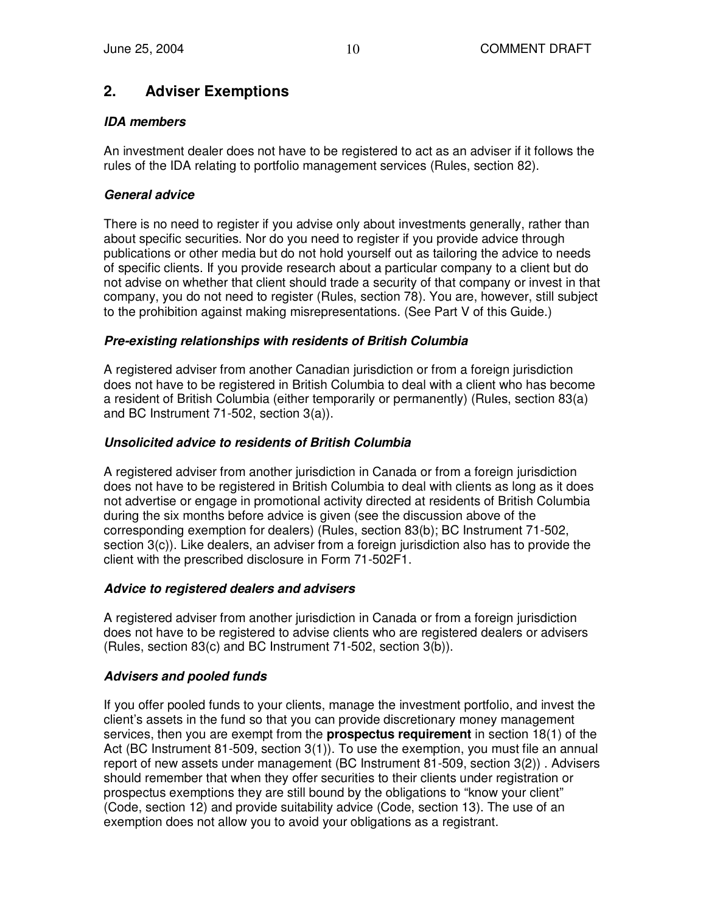## 2. Adviser Exemptions

### *IDA members*

An investment dealer does not have to be registered to act as an adviser if it follows the rules of the IDA relating to portfolio management services (Rules, section 82).

### *General advice*

There is no need to register if you advise only about investments generally, rather than about specific securities. Nor do you need to register if you provide advice through publications or other media but do not hold yourself out as tailoring the advice to needs of specific clients. If you provide research about a particular company to a client but do not advise on whether that client should trade a security of that company or invest in that company, you do not need to register (Rules, section 78). You are, however, still subject to the prohibition against making misrepresentations. (See Part V of this Guide.)

### *Pre-existing relationships with residents of British Columbia*

A registered adviser from another Canadian jurisdiction or from a foreign jurisdiction does not have to be registered in British Columbia to deal with a client who has become a resident of British Columbia (either temporarily or permanently) (Rules, section 83(a) and BC Instrument 71-502, section 3(a)).

### *Unsolicited advice to residents of British Columbia*

A registered adviser from another jurisdiction in Canada or from a foreign jurisdiction does not have to be registered in British Columbia to deal with clients as long as it does not advertise or engage in promotional activity directed at residents of British Columbia during the six months before advice is given (see the discussion above of the corresponding exemption for dealers) (Rules, section 83(b); BC Instrument 71-502, section 3(c)). Like dealers, an adviser from a foreign jurisdiction also has to provide the client with the prescribed disclosure in Form 71-502F1.

### *Advice to registered dealers and advisers*

A registered adviser from another jurisdiction in Canada or from a foreign jurisdiction does not have to be registered to advise clients who are registered dealers or advisers (Rules, section 83(c) and BC Instrument 71-502, section 3(b)).

### *Advisers and pooled funds*

If you offer pooled funds to your clients, manage the investment portfolio, and invest the client's assets in the fund so that you can provide discretionary money management services, then you are exempt from the **prospectus requirement** in section 18(1) of the Act (BC Instrument 81-509, section 3(1)). To use the exemption, you must file an annual report of new assets under management (BC Instrument 81-509, section 3(2)) . Advisers should remember that when they offer securities to their clients under registration or prospectus exemptions they are still bound by the obligations to "know your client" (Code, section 12) and provide suitability advice (Code, section 13). The use of an exemption does not allow you to avoid your obligations as a registrant.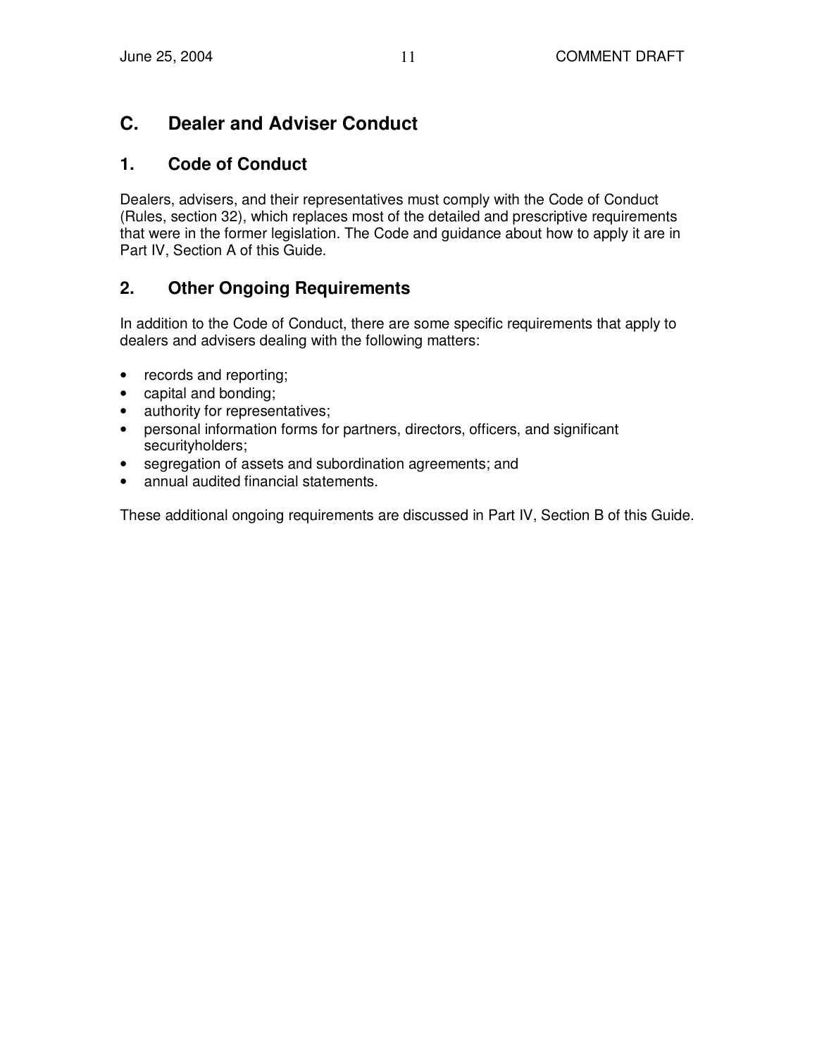## C. Dealer and Adviser Conduct

### 1. Code of Conduct

Dealers, advisers, and their representatives must comply with the Code of Conduct (Rules, section 32), which replaces most of the detailed and prescriptive requirements that were in the former legislation. The Code and guidance about how to apply it are in Part IV, Section A of this Guide.

### 2. Other Ongoing Requirements

In addition to the Code of Conduct, there are some specific requirements that apply to dealers and advisers dealing with the following matters:

- records and reporting;
- capital and bonding;
- authority for representatives;
- personal information forms for partners, directors, officers, and significant securityholders;
- segregation of assets and subordination agreements; and
- annual audited financial statements.

These additional ongoing requirements are discussed in Part IV, Section B of this Guide.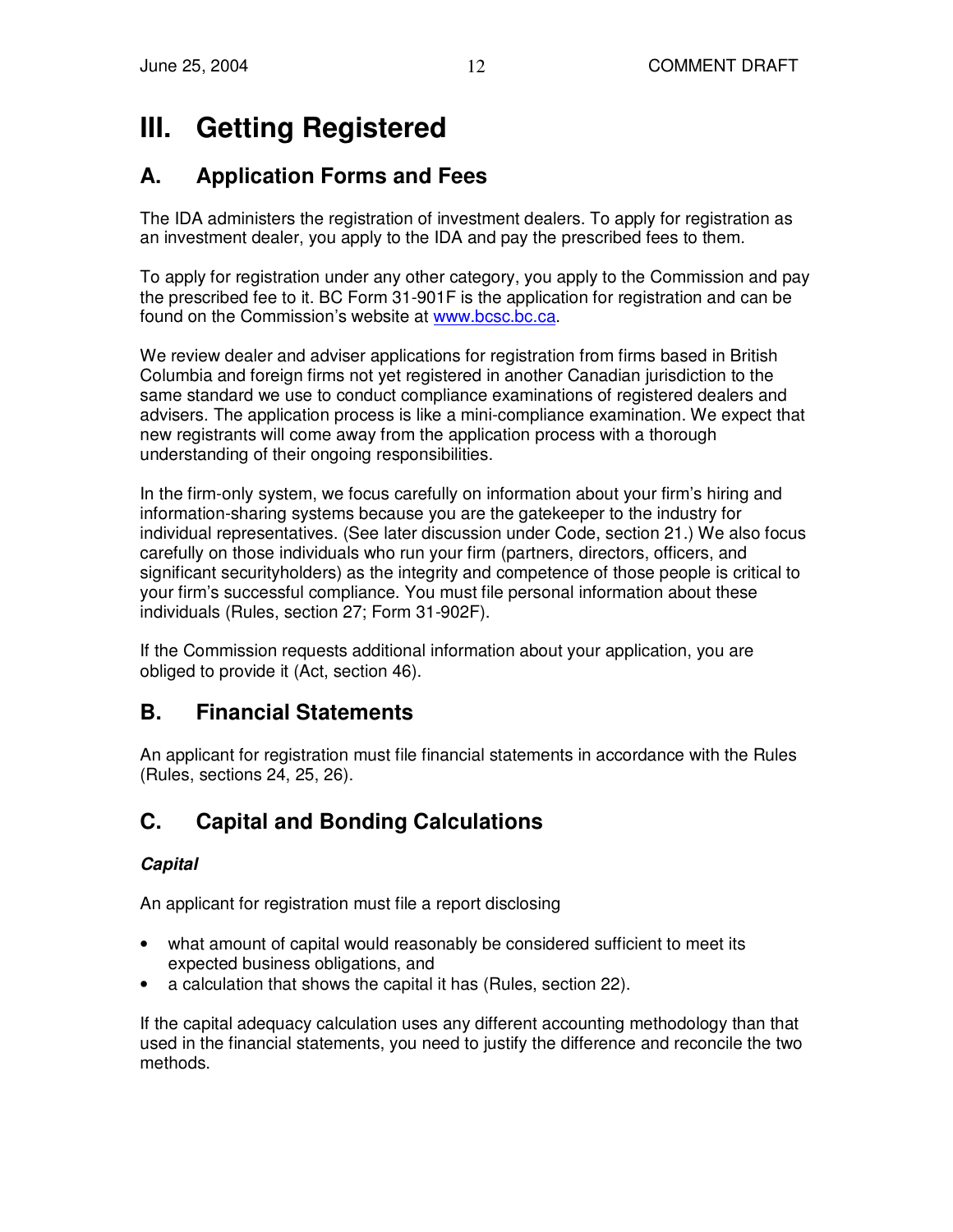# III. Getting Registered

## A. Application Forms and Fees

The IDA administers the registration of investment dealers. To apply for registration as an investment dealer, you apply to the IDA and pay the prescribed fees to them.

To apply for registration under any other category, you apply to the Commission and pay the prescribed fee to it. BC Form 31-901F is the application for registration and can be found on the Commission's website at www.bcsc.bc.ca.

We review dealer and adviser applications for registration from firms based in British Columbia and foreign firms not yet registered in another Canadian jurisdiction to the same standard we use to conduct compliance examinations of registered dealers and advisers. The application process is like a mini-compliance examination. We expect that new registrants will come away from the application process with a thorough understanding of their ongoing responsibilities.

In the firm-only system, we focus carefully on information about your firm's hiring and information-sharing systems because you are the gatekeeper to the industry for individual representatives. (See later discussion under Code, section 21.) We also focus carefully on those individuals who run your firm (partners, directors, officers, and significant securityholders) as the integrity and competence of those people is critical to your firm's successful compliance. You must file personal information about these individuals (Rules, section 27; Form 31-902F).

If the Commission requests additional information about your application, you are obliged to provide it (Act, section 46).

## B. Financial Statements

An applicant for registration must file financial statements in accordance with the Rules (Rules, sections 24, 25, 26).

## C. Capital and Bonding Calculations

***Capital***

An applicant for registration must file a report disclosing

- what amount of capital would reasonably be considered sufficient to meet its expected business obligations, and
- a calculation that shows the capital it has (Rules, section 22).

If the capital adequacy calculation uses any different accounting methodology than that used in the financial statements, you need to justify the difference and reconcile the two methods.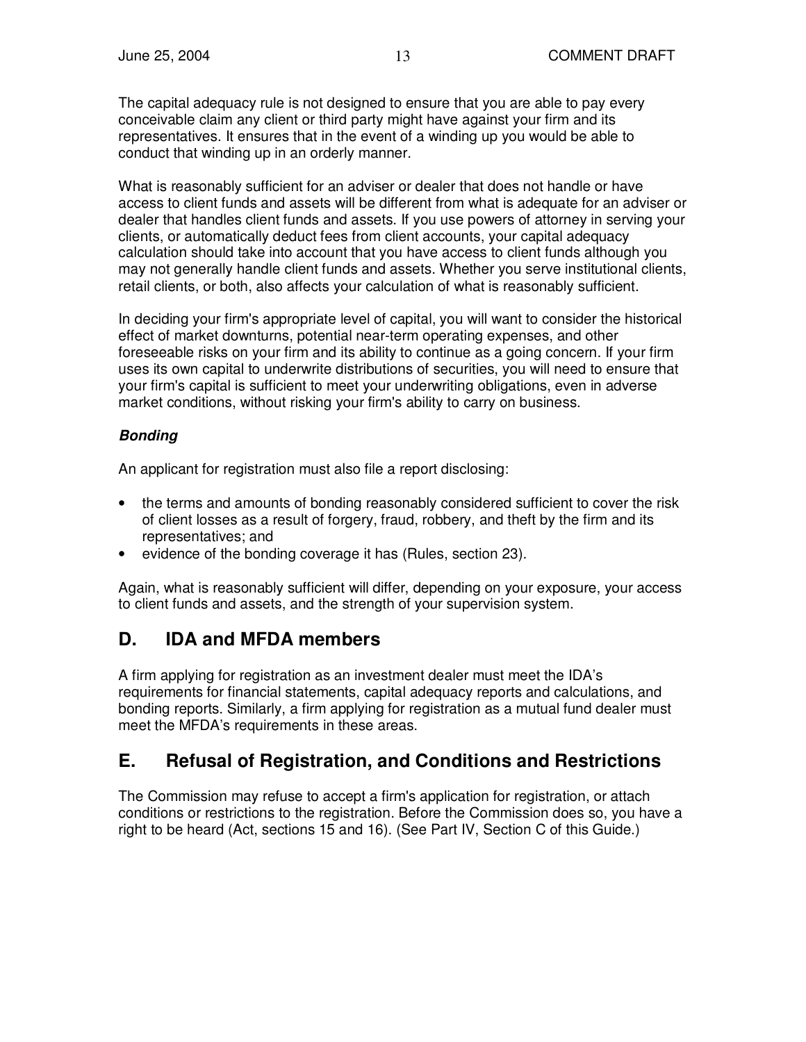The capital adequacy rule is not designed to ensure that you are able to pay every conceivable claim any client or third party might have against your firm and its representatives. It ensures that in the event of a winding up you would be able to conduct that winding up in an orderly manner.

What is reasonably sufficient for an adviser or dealer that does not handle or have access to client funds and assets will be different from what is adequate for an adviser or dealer that handles client funds and assets. If you use powers of attorney in serving your clients, or automatically deduct fees from client accounts, your capital adequacy calculation should take into account that you have access to client funds although you may not generally handle client funds and assets. Whether you serve institutional clients, retail clients, or both, also affects your calculation of what is reasonably sufficient.

In deciding your firm's appropriate level of capital, you will want to consider the historical effect of market downturns, potential near-term operating expenses, and other foreseeable risks on your firm and its ability to continue as a going concern. If your firm uses its own capital to underwrite distributions of securities, you will need to ensure that your firm's capital is sufficient to meet your underwriting obligations, even in adverse market conditions, without risking your firm's ability to carry on business.

***Bonding***

An applicant for registration must also file a report disclosing:

- the terms and amounts of bonding reasonably considered sufficient to cover the risk of client losses as a result of forgery, fraud, robbery, and theft by the firm and its representatives; and
- evidence of the bonding coverage it has (Rules, section 23).

Again, what is reasonably sufficient will differ, depending on your exposure, your access to client funds and assets, and the strength of your supervision system.

## D. IDA and MFDA members

A firm applying for registration as an investment dealer must meet the IDA's requirements for financial statements, capital adequacy reports and calculations, and bonding reports. Similarly, a firm applying for registration as a mutual fund dealer must meet the MFDA's requirements in these areas.

## E. Refusal of Registration, and Conditions and Restrictions

The Commission may refuse to accept a firm's application for registration, or attach conditions or restrictions to the registration. Before the Commission does so, you have a right to be heard (Act, sections 15 and 16). (See Part IV, Section C of this Guide.)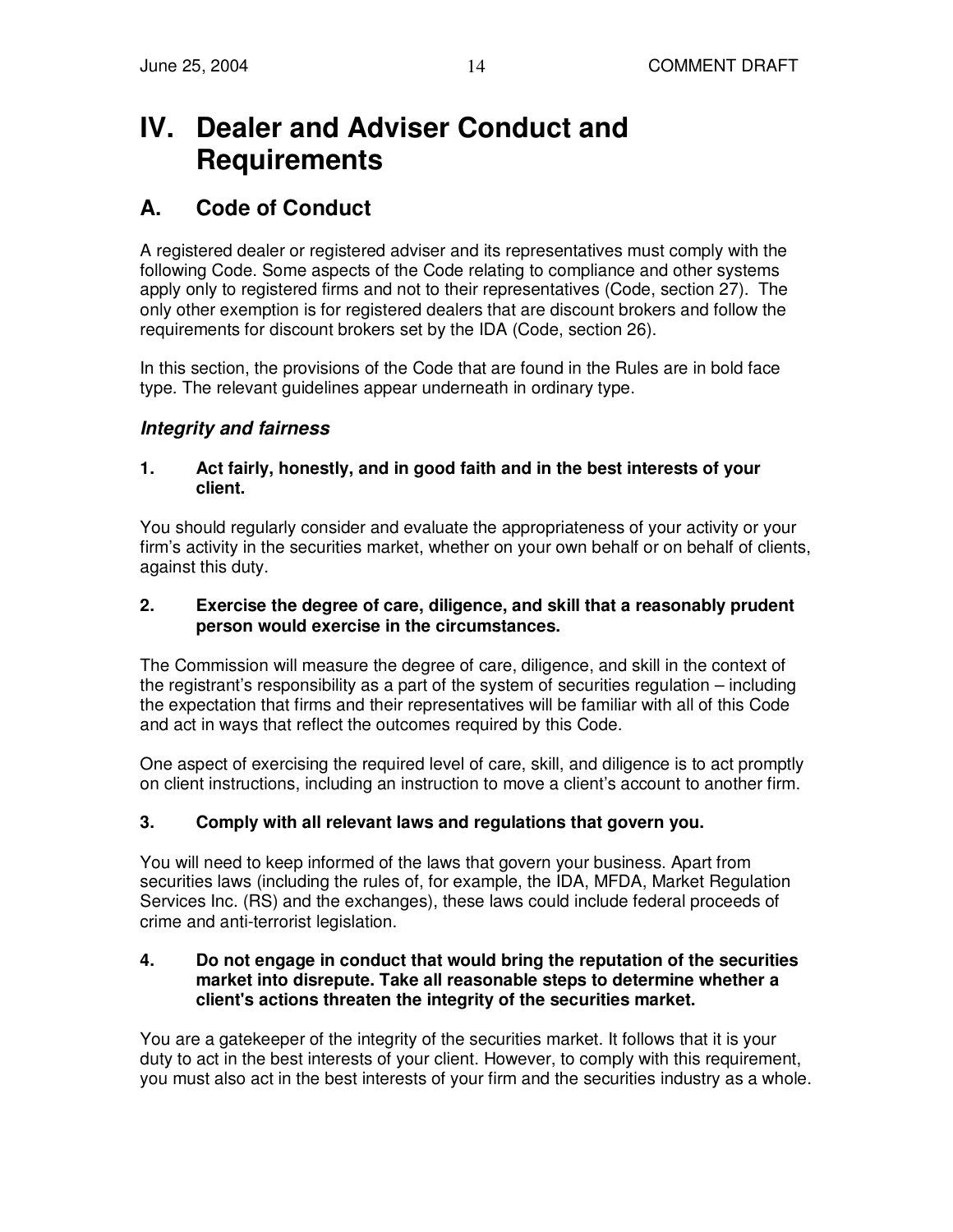# IV. Dealer and Adviser Conduct and Requirements

## A. Code of Conduct

A registered dealer or registered adviser and its representatives must comply with the following Code. Some aspects of the Code relating to compliance and other systems apply only to registered firms and not to their representatives (Code, section 27). The only other exemption is for registered dealers that are discount brokers and follow the requirements for discount brokers set by the IDA (Code, section 26).

In this section, the provisions of the Code that are found in the Rules are in bold face type. The relevant guidelines appear underneath in ordinary type.

### *Integrity and fairness*

**1. Act fairly, honestly, and in good faith and in the best interests of your client.**

You should regularly consider and evaluate the appropriateness of your activity or your firm's activity in the securities market, whether on your own behalf or on behalf of clients, against this duty.

**2. Exercise the degree of care, diligence, and skill that a reasonably prudent person would exercise in the circumstances.**

The Commission will measure the degree of care, diligence, and skill in the context of the registrant's responsibility as a part of the system of securities regulation – including the expectation that firms and their representatives will be familiar with all of this Code and act in ways that reflect the outcomes required by this Code.

One aspect of exercising the required level of care, skill, and diligence is to act promptly on client instructions, including an instruction to move a client's account to another firm.

**3. Comply with all relevant laws and regulations that govern you.**

You will need to keep informed of the laws that govern your business. Apart from securities laws (including the rules of, for example, the IDA, MFDA, Market Regulation Services Inc. (RS) and the exchanges), these laws could include federal proceeds of crime and anti-terrorist legislation.

**4. Do not engage in conduct that would bring the reputation of the securities market into disrepute. Take all reasonable steps to determine whether a client's actions threaten the integrity of the securities market.**

You are a gatekeeper of the integrity of the securities market. It follows that it is your duty to act in the best interests of your client. However, to comply with this requirement, you must also act in the best interests of your firm and the securities industry as a whole.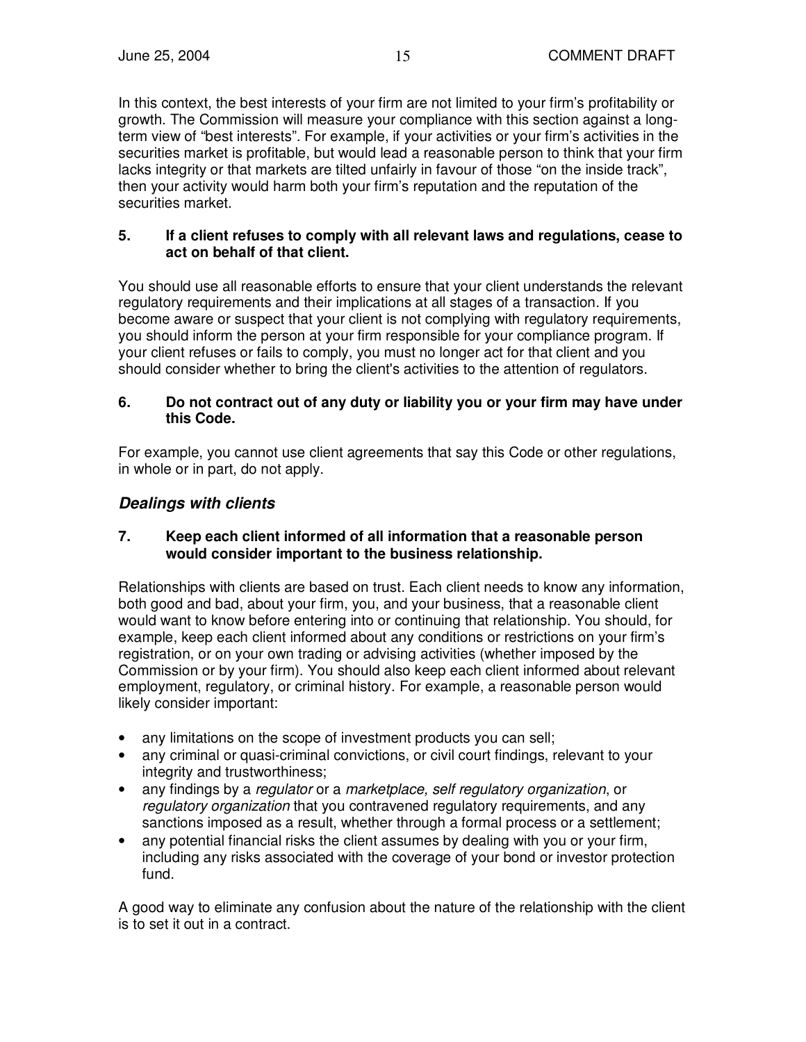In this context, the best interests of your firm are not limited to your firm's profitability or growth. The Commission will measure your compliance with this section against a long-term view of "best interests". For example, if your activities or your firm's activities in the securities market is profitable, but would lead a reasonable person to think that your firm lacks integrity or that markets are tilted unfairly in favour of those "on the inside track", then your activity would harm both your firm's reputation and the reputation of the securities market.

**5. If a client refuses to comply with all relevant laws and regulations, cease to act on behalf of that client.**

You should use all reasonable efforts to ensure that your client understands the relevant regulatory requirements and their implications at all stages of a transaction. If you become aware or suspect that your client is not complying with regulatory requirements, you should inform the person at your firm responsible for your compliance program. If your client refuses or fails to comply, you must no longer act for that client and you should consider whether to bring the client's activities to the attention of regulators.

**6. Do not contract out of any duty or liability you or your firm may have under this Code.**

For example, you cannot use client agreements that say this Code or other regulations, in whole or in part, do not apply.

### *Dealings with clients*

**7. Keep each client informed of all information that a reasonable person would consider important to the business relationship.**

Relationships with clients are based on trust. Each client needs to know any information, both good and bad, about your firm, you, and your business, that a reasonable client would want to know before entering into or continuing that relationship. You should, for example, keep each client informed about any conditions or restrictions on your firm's registration, or on your own trading or advising activities (whether imposed by the Commission or by your firm). You should also keep each client informed about relevant employment, regulatory, or criminal history. For example, a reasonable person would likely consider important:

- any limitations on the scope of investment products you can sell;
- any criminal or quasi-criminal convictions, or civil court findings, relevant to your integrity and trustworthiness;
- any findings by a *regulator* or a *marketplace, self regulatory organization*, or *regulatory organization* that you contravened regulatory requirements, and any sanctions imposed as a result, whether through a formal process or a settlement;
- any potential financial risks the client assumes by dealing with you or your firm, including any risks associated with the coverage of your bond or investor protection fund.

A good way to eliminate any confusion about the nature of the relationship with the client is to set it out in a contract.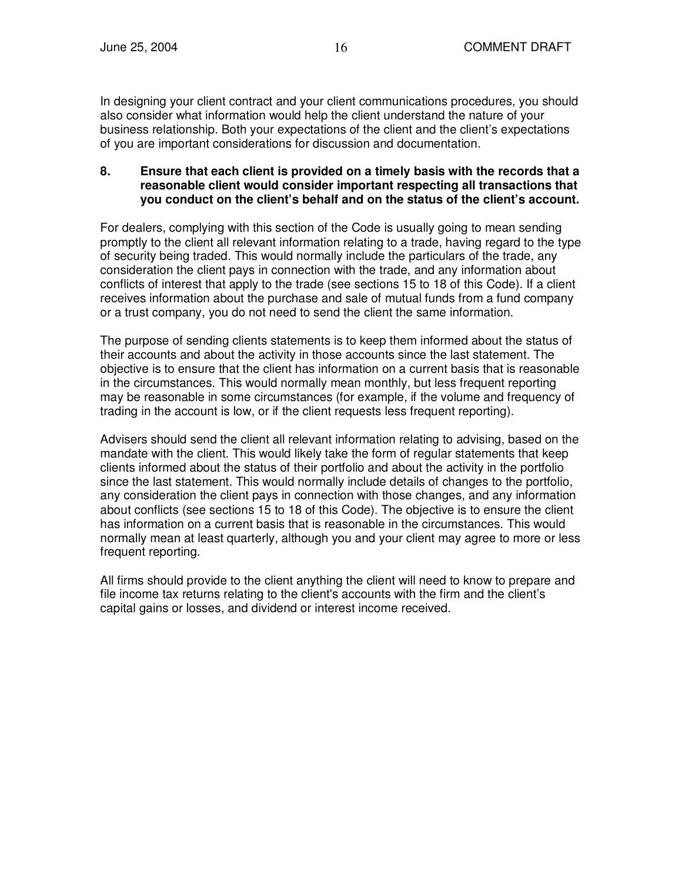In designing your client contract and your client communications procedures, you should also consider what information would help the client understand the nature of your business relationship. Both your expectations of the client and the client's expectations of you are important considerations for discussion and documentation.

**8. Ensure that each client is provided on a timely basis with the records that a reasonable client would consider important respecting all transactions that you conduct on the client's behalf and on the status of the client's account.**

For dealers, complying with this section of the Code is usually going to mean sending promptly to the client all relevant information relating to a trade, having regard to the type of security being traded. This would normally include the particulars of the trade, any consideration the client pays in connection with the trade, and any information about conflicts of interest that apply to the trade (see sections 15 to 18 of this Code). If a client receives information about the purchase and sale of mutual funds from a fund company or a trust company, you do not need to send the client the same information.

The purpose of sending clients statements is to keep them informed about the status of their accounts and about the activity in those accounts since the last statement. The objective is to ensure that the client has information on a current basis that is reasonable in the circumstances. This would normally mean monthly, but less frequent reporting may be reasonable in some circumstances (for example, if the volume and frequency of trading in the account is low, or if the client requests less frequent reporting).

Advisers should send the client all relevant information relating to advising, based on the mandate with the client. This would likely take the form of regular statements that keep clients informed about the status of their portfolio and about the activity in the portfolio since the last statement. This would normally include details of changes to the portfolio, any consideration the client pays in connection with those changes, and any information about conflicts (see sections 15 to 18 of this Code). The objective is to ensure the client has information on a current basis that is reasonable in the circumstances. This would normally mean at least quarterly, although you and your client may agree to more or less frequent reporting.

All firms should provide to the client anything the client will need to know to prepare and file income tax returns relating to the client's accounts with the firm and the client's capital gains or losses, and dividend or interest income received.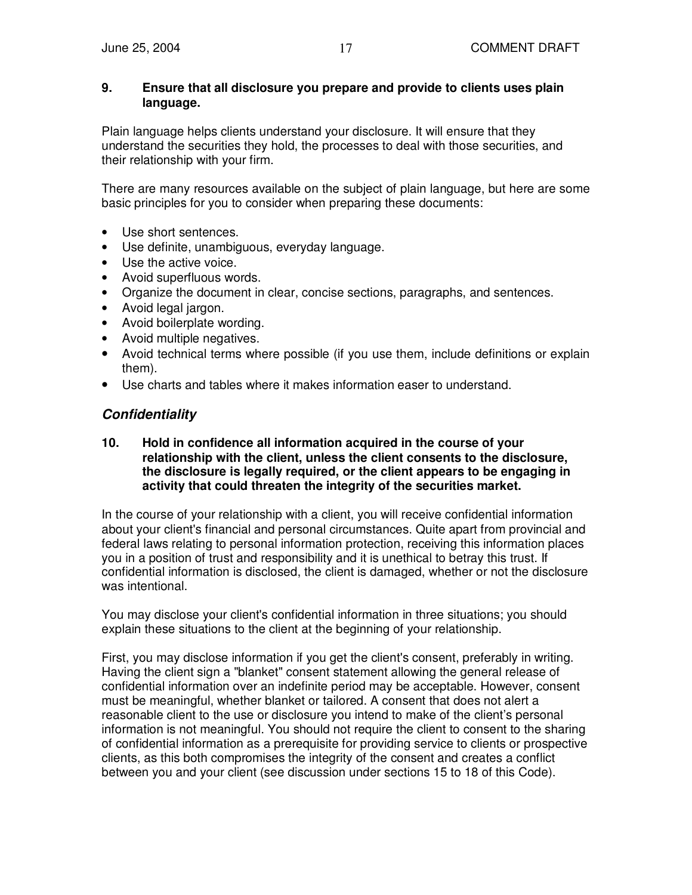**9. Ensure that all disclosure you prepare and provide to clients uses plain language.**

Plain language helps clients understand your disclosure. It will ensure that they understand the securities they hold, the processes to deal with those securities, and their relationship with your firm.

There are many resources available on the subject of plain language, but here are some basic principles for you to consider when preparing these documents:

- Use short sentences.
- Use definite, unambiguous, everyday language.
- Use the active voice.
- Avoid superfluous words.
- Organize the document in clear, concise sections, paragraphs, and sentences.
- Avoid legal jargon.
- Avoid boilerplate wording.
- Avoid multiple negatives.
- Avoid technical terms where possible (if you use them, include definitions or explain them).
- Use charts and tables where it makes information easer to understand.

## *Confidentiality*

**10. Hold in confidence all information acquired in the course of your relationship with the client, unless the client consents to the disclosure, the disclosure is legally required, or the client appears to be engaging in activity that could threaten the integrity of the securities market.**

In the course of your relationship with a client, you will receive confidential information about your client's financial and personal circumstances. Quite apart from provincial and federal laws relating to personal information protection, receiving this information places you in a position of trust and responsibility and it is unethical to betray this trust. If confidential information is disclosed, the client is damaged, whether or not the disclosure was intentional.

You may disclose your client's confidential information in three situations; you should explain these situations to the client at the beginning of your relationship.

First, you may disclose information if you get the client's consent, preferably in writing. Having the client sign a "blanket" consent statement allowing the general release of confidential information over an indefinite period may be acceptable. However, consent must be meaningful, whether blanket or tailored. A consent that does not alert a reasonable client to the use or disclosure you intend to make of the client's personal information is not meaningful. You should not require the client to consent to the sharing of confidential information as a prerequisite for providing service to clients or prospective clients, as this both compromises the integrity of the consent and creates a conflict between you and your client (see discussion under sections 15 to 18 of this Code).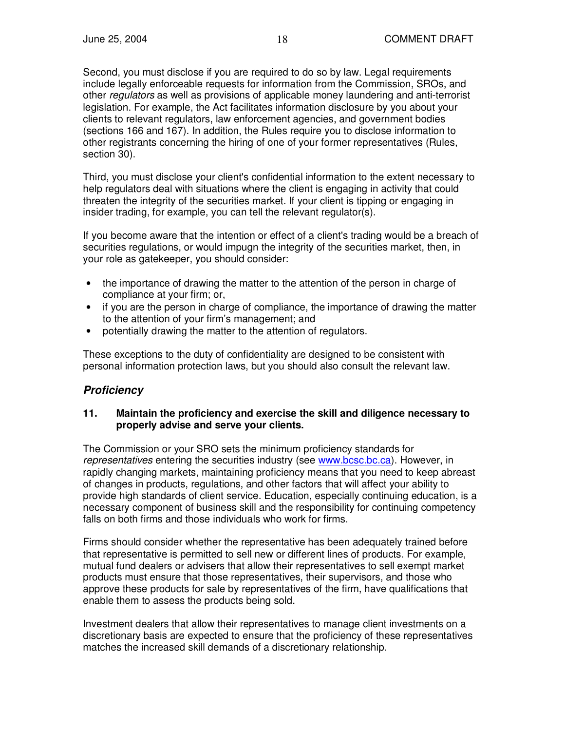Second, you must disclose if you are required to do so by law. Legal requirements include legally enforceable requests for information from the Commission, SROs, and other *regulators* as well as provisions of applicable money laundering and anti-terrorist legislation. For example, the Act facilitates information disclosure by you about your clients to relevant regulators, law enforcement agencies, and government bodies (sections 166 and 167). In addition, the Rules require you to disclose information to other registrants concerning the hiring of one of your former representatives (Rules, section 30).

Third, you must disclose your client's confidential information to the extent necessary to help regulators deal with situations where the client is engaging in activity that could threaten the integrity of the securities market. If your client is tipping or engaging in insider trading, for example, you can tell the relevant regulator(s).

If you become aware that the intention or effect of a client's trading would be a breach of securities regulations, or would impugn the integrity of the securities market, then, in your role as gatekeeper, you should consider:

- the importance of drawing the matter to the attention of the person in charge of compliance at your firm; or,
- if you are the person in charge of compliance, the importance of drawing the matter to the attention of your firm's management; and
- potentially drawing the matter to the attention of regulators.

These exceptions to the duty of confidentiality are designed to be consistent with personal information protection laws, but you should also consult the relevant law.

## *Proficiency*

**11. Maintain the proficiency and exercise the skill and diligence necessary to properly advise and serve your clients.**

The Commission or your SRO sets the minimum proficiency standards for *representatives* entering the securities industry (see [www.bcsc.bc.ca](www.bcsc.bc.ca)). However, in rapidly changing markets, maintaining proficiency means that you need to keep abreast of changes in products, regulations, and other factors that will affect your ability to provide high standards of client service. Education, especially continuing education, is a necessary component of business skill and the responsibility for continuing competency falls on both firms and those individuals who work for firms.

Firms should consider whether the representative has been adequately trained before that representative is permitted to sell new or different lines of products. For example, mutual fund dealers or advisers that allow their representatives to sell exempt market products must ensure that those representatives, their supervisors, and those who approve these products for sale by representatives of the firm, have qualifications that enable them to assess the products being sold.

Investment dealers that allow their representatives to manage client investments on a discretionary basis are expected to ensure that the proficiency of these representatives matches the increased skill demands of a discretionary relationship.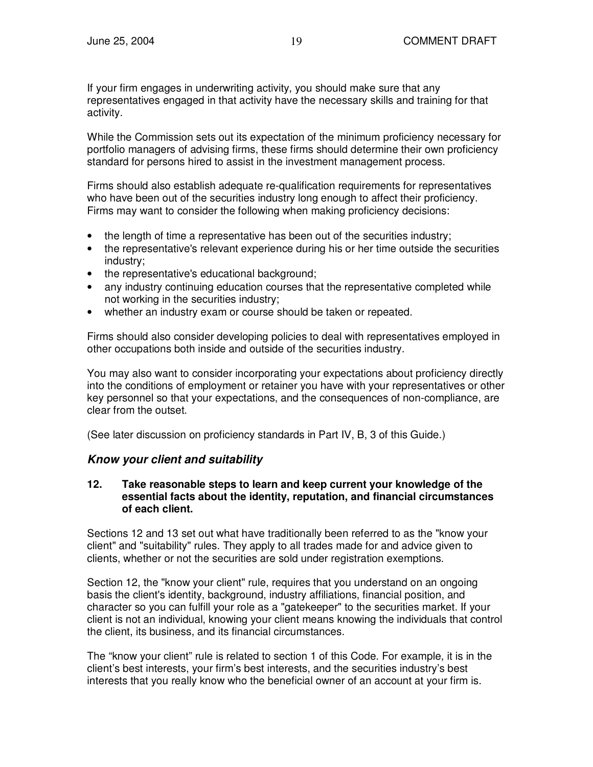If your firm engages in underwriting activity, you should make sure that any representatives engaged in that activity have the necessary skills and training for that activity.

While the Commission sets out its expectation of the minimum proficiency necessary for portfolio managers of advising firms, these firms should determine their own proficiency standard for persons hired to assist in the investment management process.

Firms should also establish adequate re-qualification requirements for representatives who have been out of the securities industry long enough to affect their proficiency. Firms may want to consider the following when making proficiency decisions:

- the length of time a representative has been out of the securities industry;
- the representative's relevant experience during his or her time outside the securities industry;
- the representative's educational background;
- any industry continuing education courses that the representative completed while not working in the securities industry;
- whether an industry exam or course should be taken or repeated.

Firms should also consider developing policies to deal with representatives employed in other occupations both inside and outside of the securities industry.

You may also want to consider incorporating your expectations about proficiency directly into the conditions of employment or retainer you have with your representatives or other key personnel so that your expectations, and the consequences of non-compliance, are clear from the outset.

(See later discussion on proficiency standards in Part IV, B, 3 of this Guide.)

### *Know your client and suitability*

**12. Take reasonable steps to learn and keep current your knowledge of the essential facts about the identity, reputation, and financial circumstances of each client.**

Sections 12 and 13 set out what have traditionally been referred to as the "know your client" and "suitability" rules. They apply to all trades made for and advice given to clients, whether or not the securities are sold under registration exemptions.

Section 12, the "know your client" rule, requires that you understand on an ongoing basis the client's identity, background, industry affiliations, financial position, and character so you can fulfill your role as a "gatekeeper" to the securities market. If your client is not an individual, knowing your client means knowing the individuals that control the client, its business, and its financial circumstances.

The "know your client" rule is related to section 1 of this Code. For example, it is in the client's best interests, your firm's best interests, and the securities industry's best interests that you really know who the beneficial owner of an account at your firm is.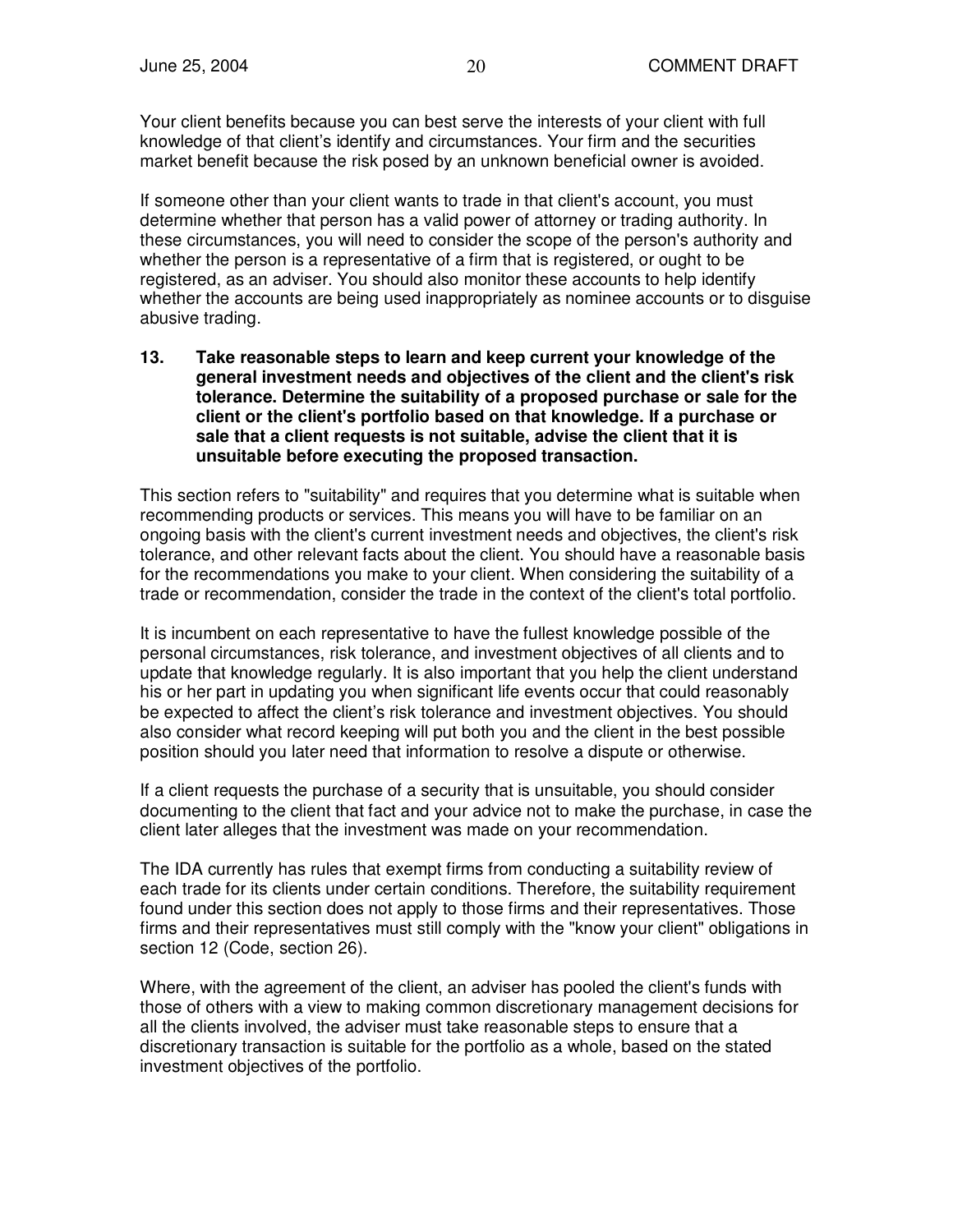Your client benefits because you can best serve the interests of your client with full knowledge of that client's identify and circumstances. Your firm and the securities market benefit because the risk posed by an unknown beneficial owner is avoided.

If someone other than your client wants to trade in that client's account, you must determine whether that person has a valid power of attorney or trading authority. In these circumstances, you will need to consider the scope of the person's authority and whether the person is a representative of a firm that is registered, or ought to be registered, as an adviser. You should also monitor these accounts to help identify whether the accounts are being used inappropriately as nominee accounts or to disguise abusive trading.

**13. Take reasonable steps to learn and keep current your knowledge of the general investment needs and objectives of the client and the client's risk tolerance. Determine the suitability of a proposed purchase or sale for the client or the client's portfolio based on that knowledge. If a purchase or sale that a client requests is not suitable, advise the client that it is unsuitable before executing the proposed transaction.**

This section refers to "suitability" and requires that you determine what is suitable when recommending products or services. This means you will have to be familiar on an ongoing basis with the client's current investment needs and objectives, the client's risk tolerance, and other relevant facts about the client. You should have a reasonable basis for the recommendations you make to your client. When considering the suitability of a trade or recommendation, consider the trade in the context of the client's total portfolio.

It is incumbent on each representative to have the fullest knowledge possible of the personal circumstances, risk tolerance, and investment objectives of all clients and to update that knowledge regularly. It is also important that you help the client understand his or her part in updating you when significant life events occur that could reasonably be expected to affect the client's risk tolerance and investment objectives. You should also consider what record keeping will put both you and the client in the best possible position should you later need that information to resolve a dispute or otherwise.

If a client requests the purchase of a security that is unsuitable, you should consider documenting to the client that fact and your advice not to make the purchase, in case the client later alleges that the investment was made on your recommendation.

The IDA currently has rules that exempt firms from conducting a suitability review of each trade for its clients under certain conditions. Therefore, the suitability requirement found under this section does not apply to those firms and their representatives. Those firms and their representatives must still comply with the "know your client" obligations in section 12 (Code, section 26).

Where, with the agreement of the client, an adviser has pooled the client's funds with those of others with a view to making common discretionary management decisions for all the clients involved, the adviser must take reasonable steps to ensure that a discretionary transaction is suitable for the portfolio as a whole, based on the stated investment objectives of the portfolio.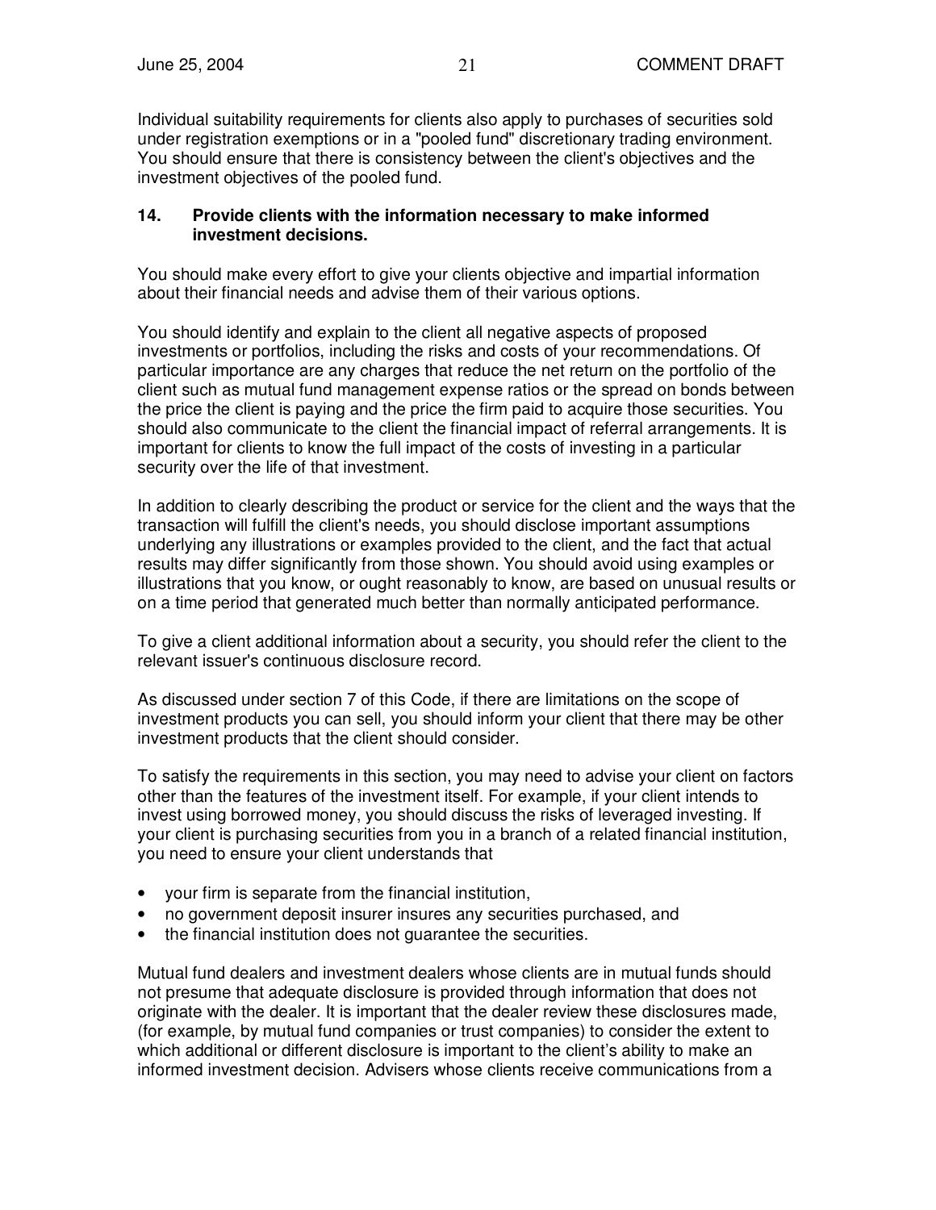Individual suitability requirements for clients also apply to purchases of securities sold under registration exemptions or in a "pooled fund" discretionary trading environment. You should ensure that there is consistency between the client's objectives and the investment objectives of the pooled fund.

### 14. Provide clients with the information necessary to make informed investment decisions.

You should make every effort to give your clients objective and impartial information about their financial needs and advise them of their various options.

You should identify and explain to the client all negative aspects of proposed investments or portfolios, including the risks and costs of your recommendations. Of particular importance are any charges that reduce the net return on the portfolio of the client such as mutual fund management expense ratios or the spread on bonds between the price the client is paying and the price the firm paid to acquire those securities. You should also communicate to the client the financial impact of referral arrangements. It is important for clients to know the full impact of the costs of investing in a particular security over the life of that investment.

In addition to clearly describing the product or service for the client and the ways that the transaction will fulfill the client's needs, you should disclose important assumptions underlying any illustrations or examples provided to the client, and the fact that actual results may differ significantly from those shown. You should avoid using examples or illustrations that you know, or ought reasonably to know, are based on unusual results or on a time period that generated much better than normally anticipated performance.

To give a client additional information about a security, you should refer the client to the relevant issuer's continuous disclosure record.

As discussed under section 7 of this Code, if there are limitations on the scope of investment products you can sell, you should inform your client that there may be other investment products that the client should consider.

To satisfy the requirements in this section, you may need to advise your client on factors other than the features of the investment itself. For example, if your client intends to invest using borrowed money, you should discuss the risks of leveraged investing. If your client is purchasing securities from you in a branch of a related financial institution, you need to ensure your client understands that

- your firm is separate from the financial institution,
- no government deposit insurer insures any securities purchased, and
- the financial institution does not guarantee the securities.

Mutual fund dealers and investment dealers whose clients are in mutual funds should not presume that adequate disclosure is provided through information that does not originate with the dealer. It is important that the dealer review these disclosures made, (for example, by mutual fund companies or trust companies) to consider the extent to which additional or different disclosure is important to the client's ability to make an informed investment decision. Advisers whose clients receive communications from a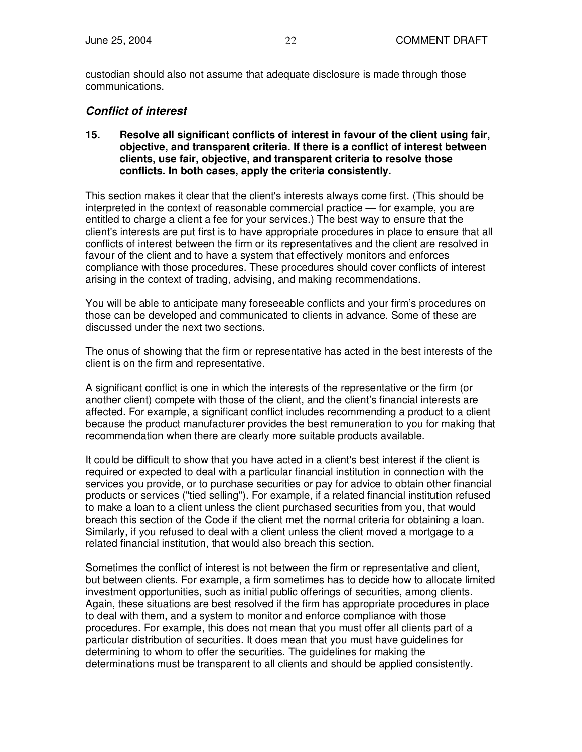custodian should also not assume that adequate disclosure is made through those communications.

### *Conflict of interest*

**15. Resolve all significant conflicts of interest in favour of the client using fair, objective, and transparent criteria. If there is a conflict of interest between clients, use fair, objective, and transparent criteria to resolve those conflicts. In both cases, apply the criteria consistently.**

This section makes it clear that the client's interests always come first. (This should be interpreted in the context of reasonable commercial practice — for example, you are entitled to charge a client a fee for your services.) The best way to ensure that the client's interests are put first is to have appropriate procedures in place to ensure that all conflicts of interest between the firm or its representatives and the client are resolved in favour of the client and to have a system that effectively monitors and enforces compliance with those procedures. These procedures should cover conflicts of interest arising in the context of trading, advising, and making recommendations.

You will be able to anticipate many foreseeable conflicts and your firm's procedures on those can be developed and communicated to clients in advance. Some of these are discussed under the next two sections.

The onus of showing that the firm or representative has acted in the best interests of the client is on the firm and representative.

A significant conflict is one in which the interests of the representative or the firm (or another client) compete with those of the client, and the client's financial interests are affected. For example, a significant conflict includes recommending a product to a client because the product manufacturer provides the best remuneration to you for making that recommendation when there are clearly more suitable products available.

It could be difficult to show that you have acted in a client's best interest if the client is required or expected to deal with a particular financial institution in connection with the services you provide, or to purchase securities or pay for advice to obtain other financial products or services ("tied selling"). For example, if a related financial institution refused to make a loan to a client unless the client purchased securities from you, that would breach this section of the Code if the client met the normal criteria for obtaining a loan. Similarly, if you refused to deal with a client unless the client moved a mortgage to a related financial institution, that would also breach this section.

Sometimes the conflict of interest is not between the firm or representative and client, but between clients. For example, a firm sometimes has to decide how to allocate limited investment opportunities, such as initial public offerings of securities, among clients. Again, these situations are best resolved if the firm has appropriate procedures in place to deal with them, and a system to monitor and enforce compliance with those procedures. For example, this does not mean that you must offer all clients part of a particular distribution of securities. It does mean that you must have guidelines for determining to whom to offer the securities. The guidelines for making the determinations must be transparent to all clients and should be applied consistently.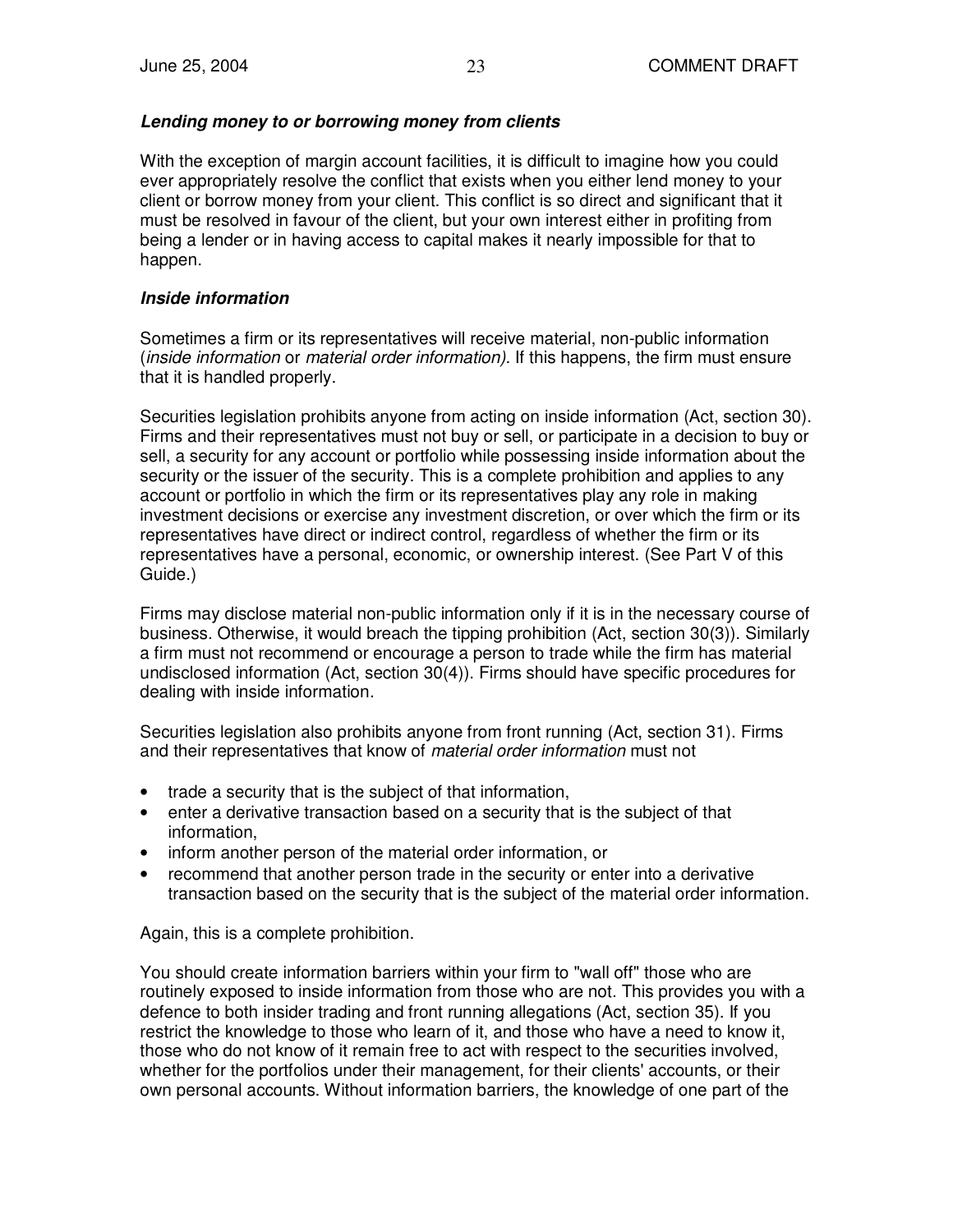***Lending money to or borrowing money from clients***

With the exception of margin account facilities, it is difficult to imagine how you could ever appropriately resolve the conflict that exists when you either lend money to your client or borrow money from your client. This conflict is so direct and significant that it must be resolved in favour of the client, but your own interest either in profiting from being a lender or in having access to capital makes it nearly impossible for that to happen.

***Inside information***

Sometimes a firm or its representatives will receive material, non-public information (*inside information* or *material order information).* If this happens, the firm must ensure that it is handled properly.

Securities legislation prohibits anyone from acting on inside information (Act, section 30). Firms and their representatives must not buy or sell, or participate in a decision to buy or sell, a security for any account or portfolio while possessing inside information about the security or the issuer of the security. This is a complete prohibition and applies to any account or portfolio in which the firm or its representatives play any role in making investment decisions or exercise any investment discretion, or over which the firm or its representatives have direct or indirect control, regardless of whether the firm or its representatives have a personal, economic, or ownership interest. (See Part V of this Guide.)

Firms may disclose material non-public information only if it is in the necessary course of business. Otherwise, it would breach the tipping prohibition (Act, section 30(3)). Similarly a firm must not recommend or encourage a person to trade while the firm has material undisclosed information (Act, section 30(4)). Firms should have specific procedures for dealing with inside information.

Securities legislation also prohibits anyone from front running (Act, section 31). Firms and their representatives that know of *material order information* must not

- trade a security that is the subject of that information,
- enter a derivative transaction based on a security that is the subject of that information,
- inform another person of the material order information, or
- recommend that another person trade in the security or enter into a derivative transaction based on the security that is the subject of the material order information.

Again, this is a complete prohibition.

You should create information barriers within your firm to "wall off" those who are routinely exposed to inside information from those who are not. This provides you with a defence to both insider trading and front running allegations (Act, section 35). If you restrict the knowledge to those who learn of it, and those who have a need to know it, those who do not know of it remain free to act with respect to the securities involved, whether for the portfolios under their management, for their clients' accounts, or their own personal accounts. Without information barriers, the knowledge of one part of the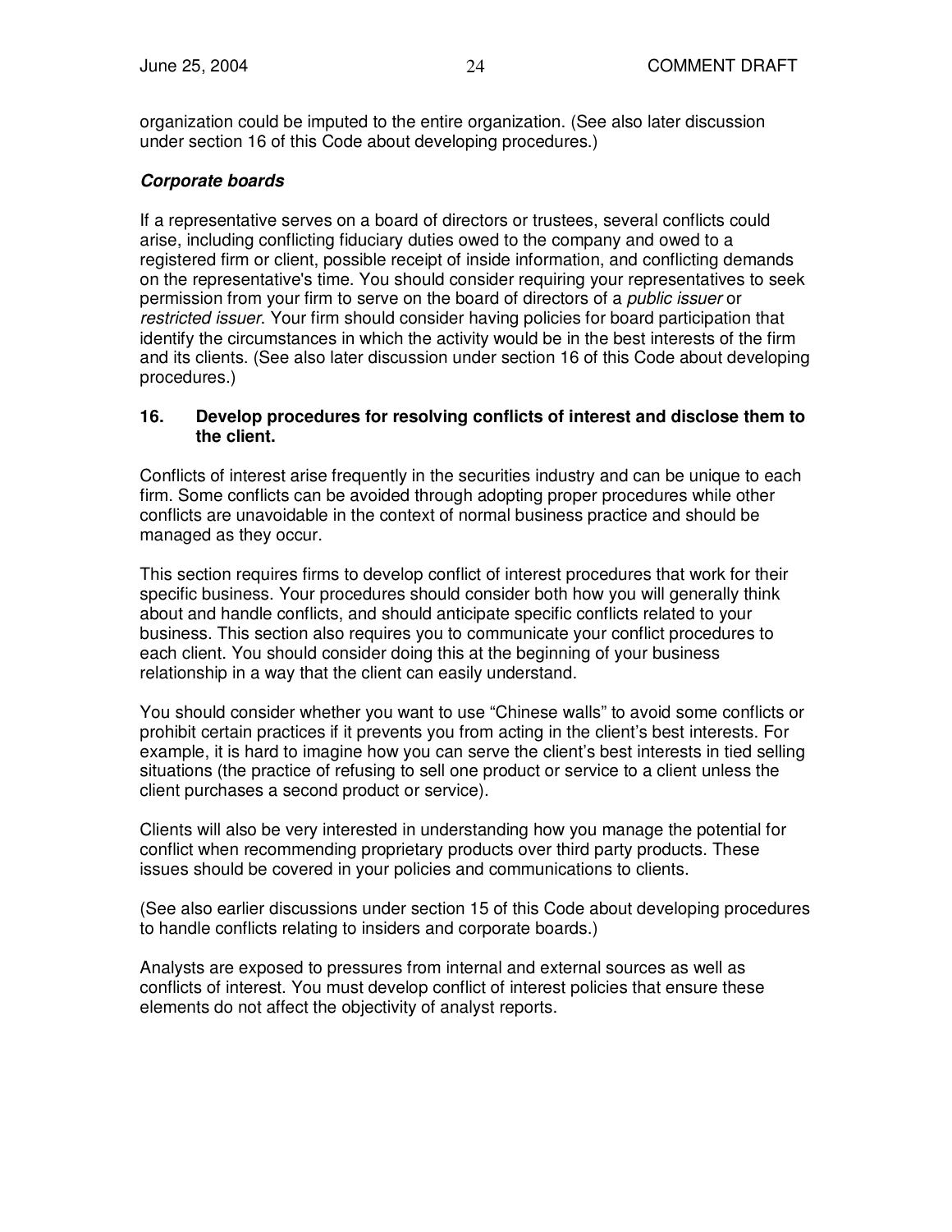organization could be imputed to the entire organization. (See also later discussion under section 16 of this Code about developing procedures.)

***Corporate boards***

If a representative serves on a board of directors or trustees, several conflicts could arise, including conflicting fiduciary duties owed to the company and owed to a registered firm or client, possible receipt of inside information, and conflicting demands on the representative's time. You should consider requiring your representatives to seek permission from your firm to serve on the board of directors of a *public issuer* or *restricted issuer*. Your firm should consider having policies for board participation that identify the circumstances in which the activity would be in the best interests of the firm and its clients. (See also later discussion under section 16 of this Code about developing procedures.)

### 16. Develop procedures for resolving conflicts of interest and disclose them to the client.

Conflicts of interest arise frequently in the securities industry and can be unique to each firm. Some conflicts can be avoided through adopting proper procedures while other conflicts are unavoidable in the context of normal business practice and should be managed as they occur.

This section requires firms to develop conflict of interest procedures that work for their specific business. Your procedures should consider both how you will generally think about and handle conflicts, and should anticipate specific conflicts related to your business. This section also requires you to communicate your conflict procedures to each client. You should consider doing this at the beginning of your business relationship in a way that the client can easily understand.

You should consider whether you want to use "Chinese walls" to avoid some conflicts or prohibit certain practices if it prevents you from acting in the client's best interests. For example, it is hard to imagine how you can serve the client's best interests in tied selling situations (the practice of refusing to sell one product or service to a client unless the client purchases a second product or service).

Clients will also be very interested in understanding how you manage the potential for conflict when recommending proprietary products over third party products. These issues should be covered in your policies and communications to clients.

(See also earlier discussions under section 15 of this Code about developing procedures to handle conflicts relating to insiders and corporate boards.)

Analysts are exposed to pressures from internal and external sources as well as conflicts of interest. You must develop conflict of interest policies that ensure these elements do not affect the objectivity of analyst reports.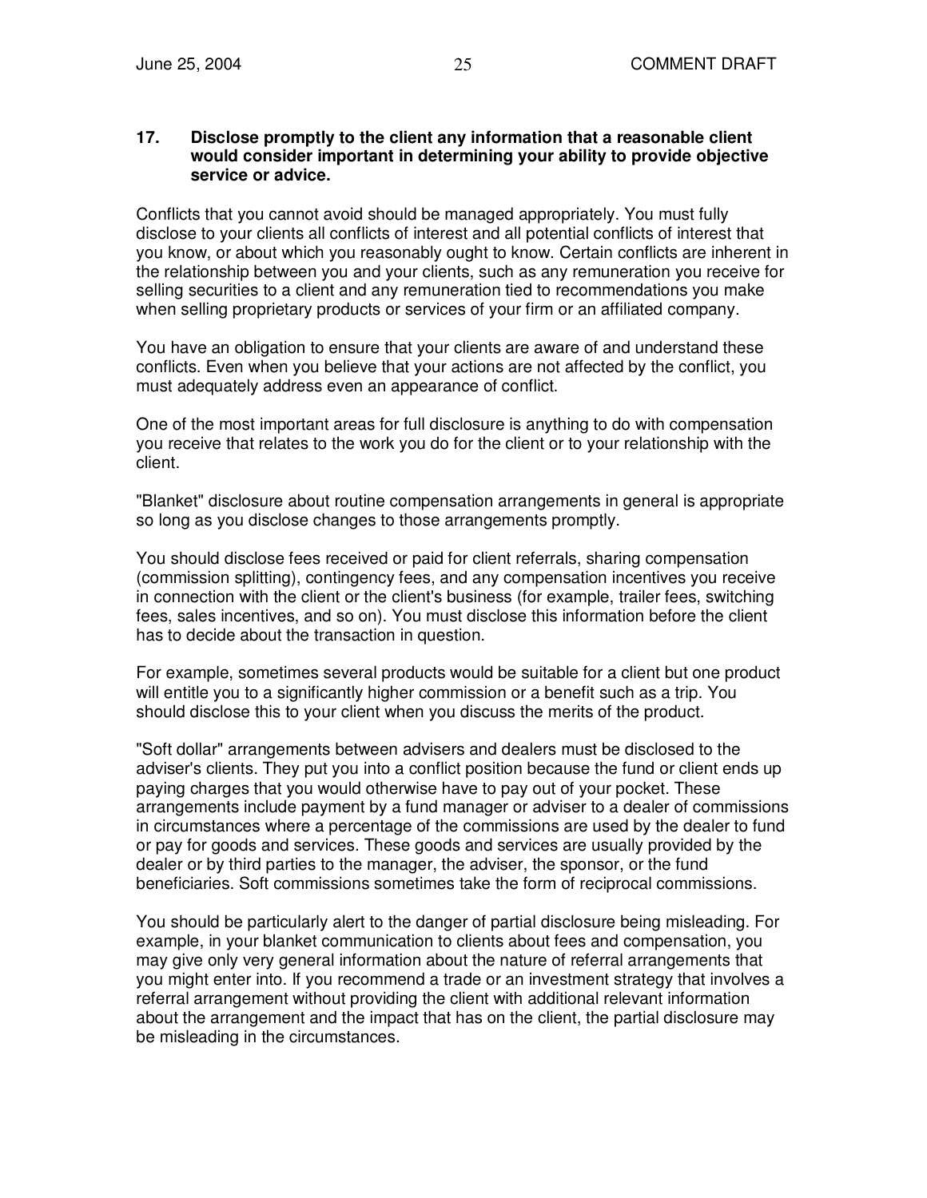**17. Disclose promptly to the client any information that a reasonable client would consider important in determining your ability to provide objective service or advice.**

Conflicts that you cannot avoid should be managed appropriately. You must fully disclose to your clients all conflicts of interest and all potential conflicts of interest that you know, or about which you reasonably ought to know. Certain conflicts are inherent in the relationship between you and your clients, such as any remuneration you receive for selling securities to a client and any remuneration tied to recommendations you make when selling proprietary products or services of your firm or an affiliated company.

You have an obligation to ensure that your clients are aware of and understand these conflicts. Even when you believe that your actions are not affected by the conflict, you must adequately address even an appearance of conflict.

One of the most important areas for full disclosure is anything to do with compensation you receive that relates to the work you do for the client or to your relationship with the client.

"Blanket" disclosure about routine compensation arrangements in general is appropriate so long as you disclose changes to those arrangements promptly.

You should disclose fees received or paid for client referrals, sharing compensation (commission splitting), contingency fees, and any compensation incentives you receive in connection with the client or the client's business (for example, trailer fees, switching fees, sales incentives, and so on). You must disclose this information before the client has to decide about the transaction in question.

For example, sometimes several products would be suitable for a client but one product will entitle you to a significantly higher commission or a benefit such as a trip. You should disclose this to your client when you discuss the merits of the product.

"Soft dollar" arrangements between advisers and dealers must be disclosed to the adviser's clients. They put you into a conflict position because the fund or client ends up paying charges that you would otherwise have to pay out of your pocket. These arrangements include payment by a fund manager or adviser to a dealer of commissions in circumstances where a percentage of the commissions are used by the dealer to fund or pay for goods and services. These goods and services are usually provided by the dealer or by third parties to the manager, the adviser, the sponsor, or the fund beneficiaries. Soft commissions sometimes take the form of reciprocal commissions.

You should be particularly alert to the danger of partial disclosure being misleading. For example, in your blanket communication to clients about fees and compensation, you may give only very general information about the nature of referral arrangements that you might enter into. If you recommend a trade or an investment strategy that involves a referral arrangement without providing the client with additional relevant information about the arrangement and the impact that has on the client, the partial disclosure may be misleading in the circumstances.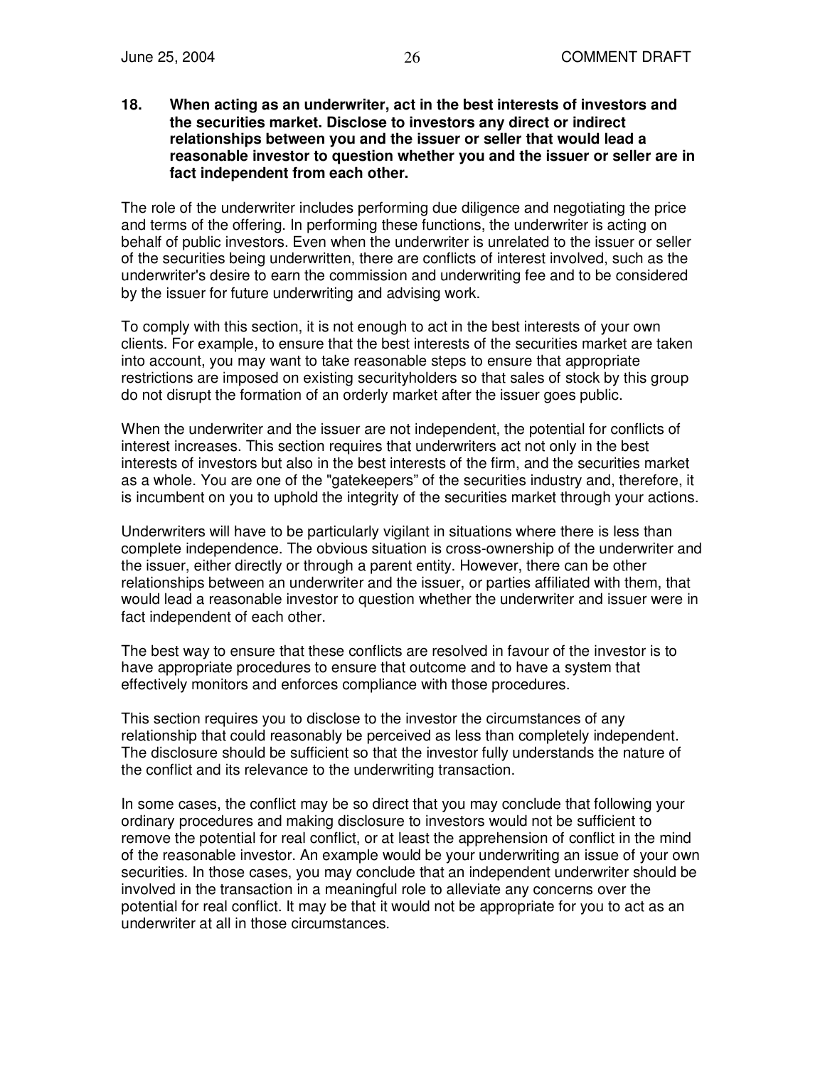**18. When acting as an underwriter, act in the best interests of investors and the securities market. Disclose to investors any direct or indirect relationships between you and the issuer or seller that would lead a reasonable investor to question whether you and the issuer or seller are in fact independent from each other.**

The role of the underwriter includes performing due diligence and negotiating the price and terms of the offering. In performing these functions, the underwriter is acting on behalf of public investors. Even when the underwriter is unrelated to the issuer or seller of the securities being underwritten, there are conflicts of interest involved, such as the underwriter's desire to earn the commission and underwriting fee and to be considered by the issuer for future underwriting and advising work.

To comply with this section, it is not enough to act in the best interests of your own clients. For example, to ensure that the best interests of the securities market are taken into account, you may want to take reasonable steps to ensure that appropriate restrictions are imposed on existing securityholders so that sales of stock by this group do not disrupt the formation of an orderly market after the issuer goes public.

When the underwriter and the issuer are not independent, the potential for conflicts of interest increases. This section requires that underwriters act not only in the best interests of investors but also in the best interests of the firm, and the securities market as a whole. You are one of the "gatekeepers" of the securities industry and, therefore, it is incumbent on you to uphold the integrity of the securities market through your actions.

Underwriters will have to be particularly vigilant in situations where there is less than complete independence. The obvious situation is cross-ownership of the underwriter and the issuer, either directly or through a parent entity. However, there can be other relationships between an underwriter and the issuer, or parties affiliated with them, that would lead a reasonable investor to question whether the underwriter and issuer were in fact independent of each other.

The best way to ensure that these conflicts are resolved in favour of the investor is to have appropriate procedures to ensure that outcome and to have a system that effectively monitors and enforces compliance with those procedures.

This section requires you to disclose to the investor the circumstances of any relationship that could reasonably be perceived as less than completely independent. The disclosure should be sufficient so that the investor fully understands the nature of the conflict and its relevance to the underwriting transaction.

In some cases, the conflict may be so direct that you may conclude that following your ordinary procedures and making disclosure to investors would not be sufficient to remove the potential for real conflict, or at least the apprehension of conflict in the mind of the reasonable investor. An example would be your underwriting an issue of your own securities. In those cases, you may conclude that an independent underwriter should be involved in the transaction in a meaningful role to alleviate any concerns over the potential for real conflict. It may be that it would not be appropriate for you to act as an underwriter at all in those circumstances.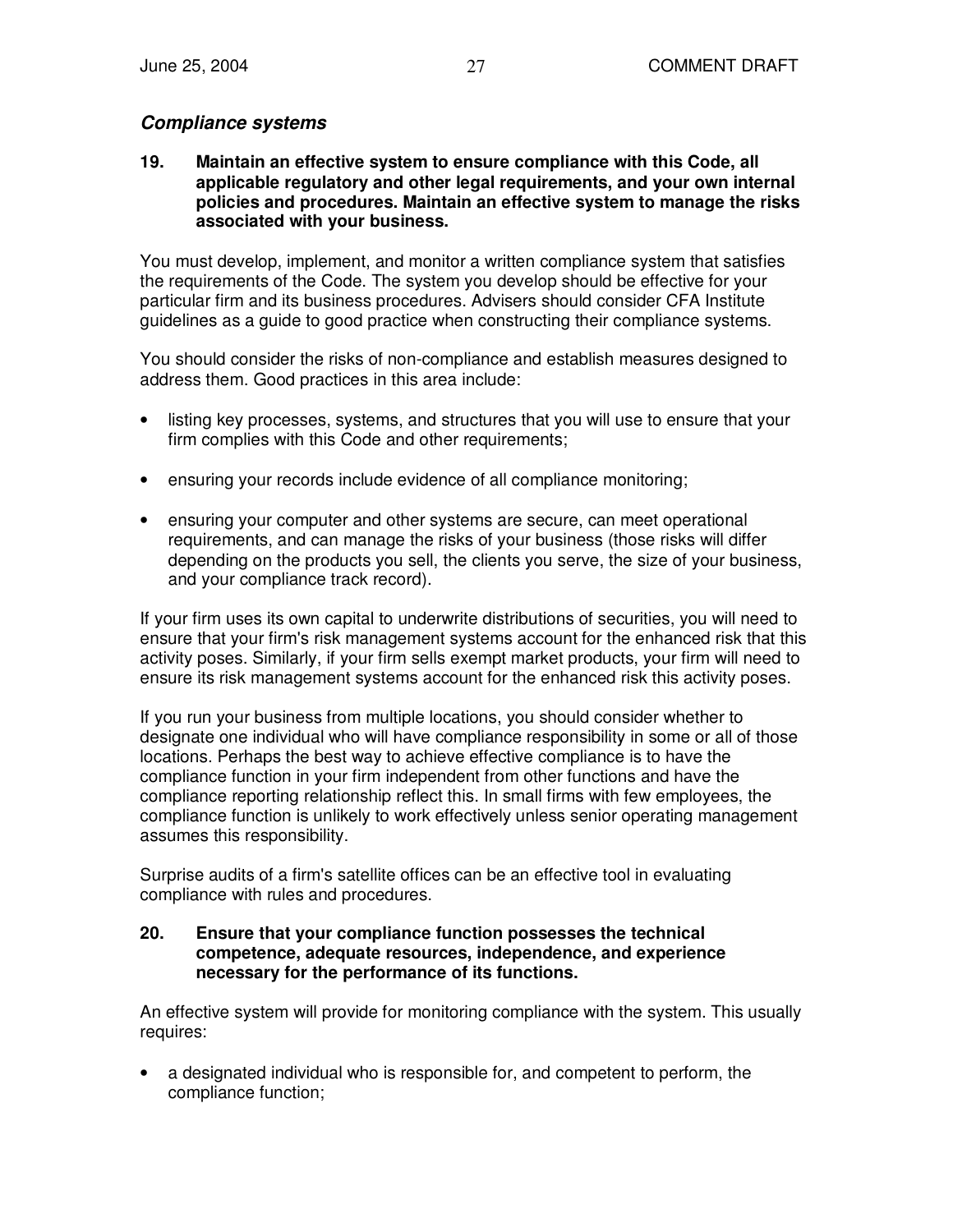### *Compliance systems*

**19. Maintain an effective system to ensure compliance with this Code, all applicable regulatory and other legal requirements, and your own internal policies and procedures. Maintain an effective system to manage the risks associated with your business.**

You must develop, implement, and monitor a written compliance system that satisfies the requirements of the Code. The system you develop should be effective for your particular firm and its business procedures. Advisers should consider CFA Institute guidelines as a guide to good practice when constructing their compliance systems.

You should consider the risks of non-compliance and establish measures designed to address them. Good practices in this area include:

- listing key processes, systems, and structures that you will use to ensure that your firm complies with this Code and other requirements;
- ensuring your records include evidence of all compliance monitoring;
- ensuring your computer and other systems are secure, can meet operational requirements, and can manage the risks of your business (those risks will differ depending on the products you sell, the clients you serve, the size of your business, and your compliance track record).

If your firm uses its own capital to underwrite distributions of securities, you will need to ensure that your firm's risk management systems account for the enhanced risk that this activity poses. Similarly, if your firm sells exempt market products, your firm will need to ensure its risk management systems account for the enhanced risk this activity poses.

If you run your business from multiple locations, you should consider whether to designate one individual who will have compliance responsibility in some or all of those locations. Perhaps the best way to achieve effective compliance is to have the compliance function in your firm independent from other functions and have the compliance reporting relationship reflect this. In small firms with few employees, the compliance function is unlikely to work effectively unless senior operating management assumes this responsibility.

Surprise audits of a firm's satellite offices can be an effective tool in evaluating compliance with rules and procedures.

**20. Ensure that your compliance function possesses the technical competence, adequate resources, independence, and experience necessary for the performance of its functions.**

An effective system will provide for monitoring compliance with the system. This usually requires:

- a designated individual who is responsible for, and competent to perform, the compliance function;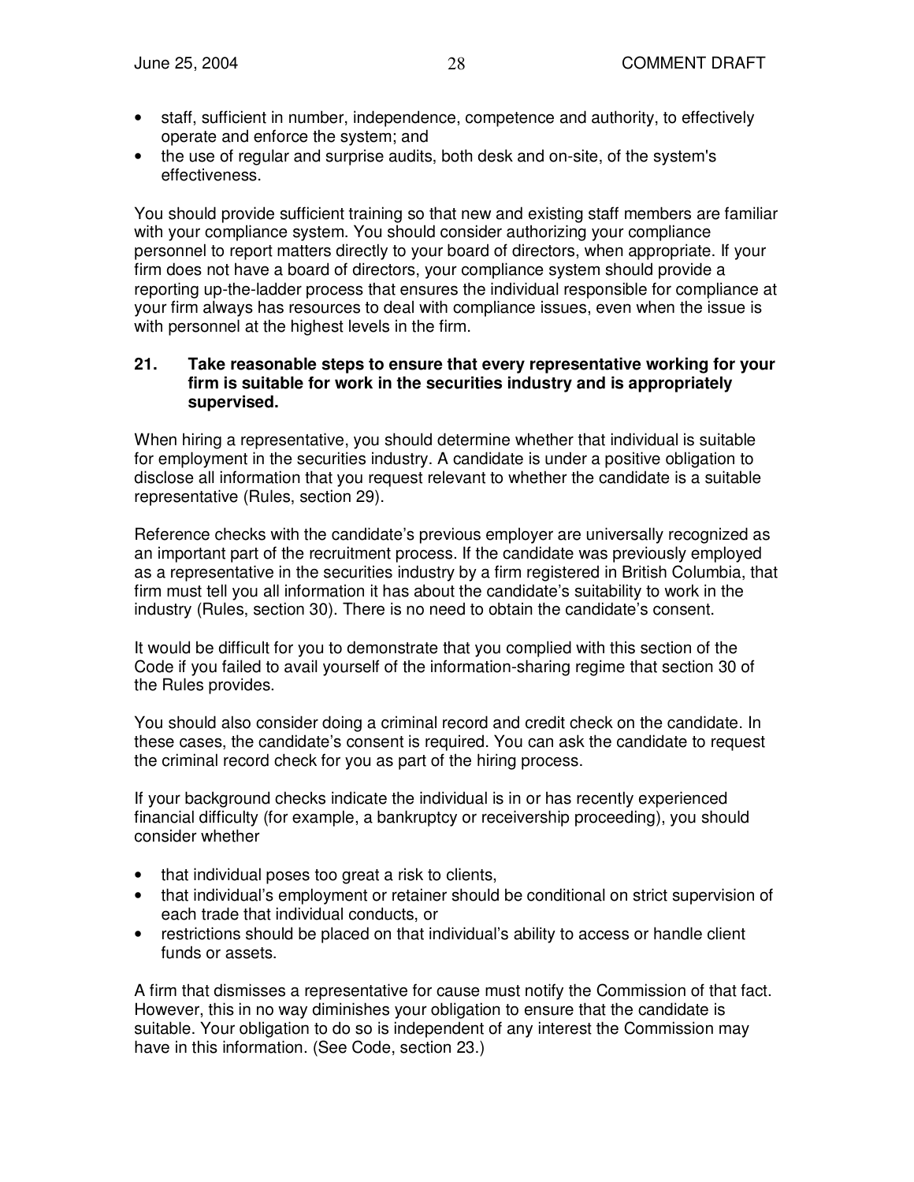- staff, sufficient in number, independence, competence and authority, to effectively operate and enforce the system; and
- the use of regular and surprise audits, both desk and on-site, of the system's effectiveness.

You should provide sufficient training so that new and existing staff members are familiar with your compliance system. You should consider authorizing your compliance personnel to report matters directly to your board of directors, when appropriate. If your firm does not have a board of directors, your compliance system should provide a reporting up-the-ladder process that ensures the individual responsible for compliance at your firm always has resources to deal with compliance issues, even when the issue is with personnel at the highest levels in the firm.

**21. Take reasonable steps to ensure that every representative working for your firm is suitable for work in the securities industry and is appropriately supervised.**

When hiring a representative, you should determine whether that individual is suitable for employment in the securities industry. A candidate is under a positive obligation to disclose all information that you request relevant to whether the candidate is a suitable representative (Rules, section 29).

Reference checks with the candidate's previous employer are universally recognized as an important part of the recruitment process. If the candidate was previously employed as a representative in the securities industry by a firm registered in British Columbia, that firm must tell you all information it has about the candidate's suitability to work in the industry (Rules, section 30). There is no need to obtain the candidate's consent.

It would be difficult for you to demonstrate that you complied with this section of the Code if you failed to avail yourself of the information-sharing regime that section 30 of the Rules provides.

You should also consider doing a criminal record and credit check on the candidate. In these cases, the candidate's consent is required. You can ask the candidate to request the criminal record check for you as part of the hiring process.

If your background checks indicate the individual is in or has recently experienced financial difficulty (for example, a bankruptcy or receivership proceeding), you should consider whether

- that individual poses too great a risk to clients,
- that individual's employment or retainer should be conditional on strict supervision of each trade that individual conducts, or
- restrictions should be placed on that individual's ability to access or handle client funds or assets.

A firm that dismisses a representative for cause must notify the Commission of that fact. However, this in no way diminishes your obligation to ensure that the candidate is suitable. Your obligation to do so is independent of any interest the Commission may have in this information. (See Code, section 23.)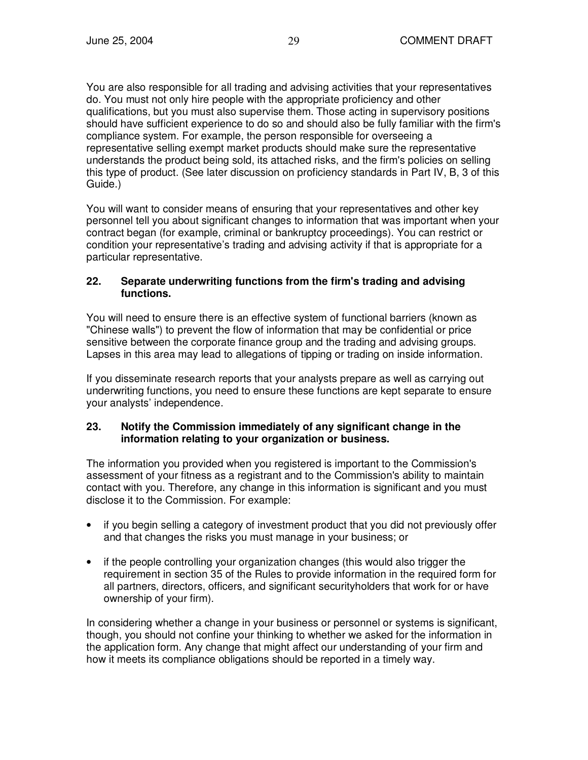You are also responsible for all trading and advising activities that your representatives do. You must not only hire people with the appropriate proficiency and other qualifications, but you must also supervise them. Those acting in supervisory positions should have sufficient experience to do so and should also be fully familiar with the firm's compliance system. For example, the person responsible for overseeing a representative selling exempt market products should make sure the representative understands the product being sold, its attached risks, and the firm's policies on selling this type of product. (See later discussion on proficiency standards in Part IV, B, 3 of this Guide.)

You will want to consider means of ensuring that your representatives and other key personnel tell you about significant changes to information that was important when your contract began (for example, criminal or bankruptcy proceedings). You can restrict or condition your representative's trading and advising activity if that is appropriate for a particular representative.

### 22. Separate underwriting functions from the firm's trading and advising functions.

You will need to ensure there is an effective system of functional barriers (known as "Chinese walls") to prevent the flow of information that may be confidential or price sensitive between the corporate finance group and the trading and advising groups. Lapses in this area may lead to allegations of tipping or trading on inside information.

If you disseminate research reports that your analysts prepare as well as carrying out underwriting functions, you need to ensure these functions are kept separate to ensure your analysts' independence.

### 23. Notify the Commission immediately of any significant change in the information relating to your organization or business.

The information you provided when you registered is important to the Commission's assessment of your fitness as a registrant and to the Commission's ability to maintain contact with you. Therefore, any change in this information is significant and you must disclose it to the Commission. For example:

- if you begin selling a category of investment product that you did not previously offer and that changes the risks you must manage in your business; or
- if the people controlling your organization changes (this would also trigger the requirement in section 35 of the Rules to provide information in the required form for all partners, directors, officers, and significant securityholders that work for or have ownership of your firm).

In considering whether a change in your business or personnel or systems is significant, though, you should not confine your thinking to whether we asked for the information in the application form. Any change that might affect our understanding of your firm and how it meets its compliance obligations should be reported in a timely way.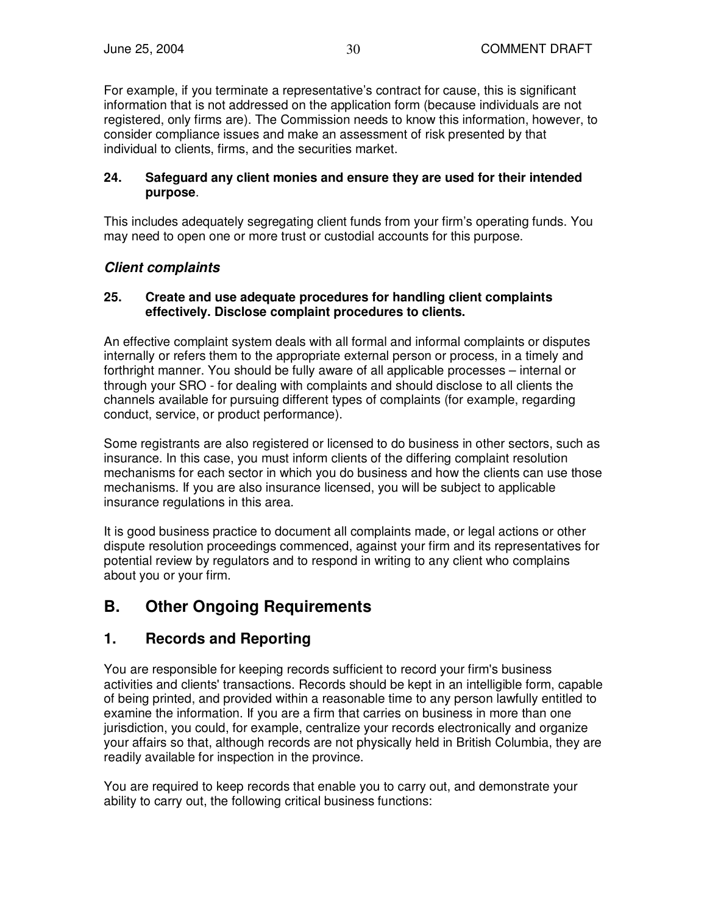For example, if you terminate a representative's contract for cause, this is significant information that is not addressed on the application form (because individuals are not registered, only firms are). The Commission needs to know this information, however, to consider compliance issues and make an assessment of risk presented by that individual to clients, firms, and the securities market.

**24. Safeguard any client monies and ensure they are used for their intended purpose**.

This includes adequately segregating client funds from your firm's operating funds. You may need to open one or more trust or custodial accounts for this purpose.

### *Client complaints*

**25. Create and use adequate procedures for handling client complaints effectively. Disclose complaint procedures to clients.**

An effective complaint system deals with all formal and informal complaints or disputes internally or refers them to the appropriate external person or process, in a timely and forthright manner. You should be fully aware of all applicable processes – internal or through your SRO - for dealing with complaints and should disclose to all clients the channels available for pursuing different types of complaints (for example, regarding conduct, service, or product performance).

Some registrants are also registered or licensed to do business in other sectors, such as insurance. In this case, you must inform clients of the differing complaint resolution mechanisms for each sector in which you do business and how the clients can use those mechanisms. If you are also insurance licensed, you will be subject to applicable insurance regulations in this area.

It is good business practice to document all complaints made, or legal actions or other dispute resolution proceedings commenced, against your firm and its representatives for potential review by regulators and to respond in writing to any client who complains about you or your firm.

## B. Other Ongoing Requirements

## 1. Records and Reporting

You are responsible for keeping records sufficient to record your firm's business activities and clients' transactions. Records should be kept in an intelligible form, capable of being printed, and provided within a reasonable time to any person lawfully entitled to examine the information. If you are a firm that carries on business in more than one jurisdiction, you could, for example, centralize your records electronically and organize your affairs so that, although records are not physically held in British Columbia, they are readily available for inspection in the province.

You are required to keep records that enable you to carry out, and demonstrate your ability to carry out, the following critical business functions: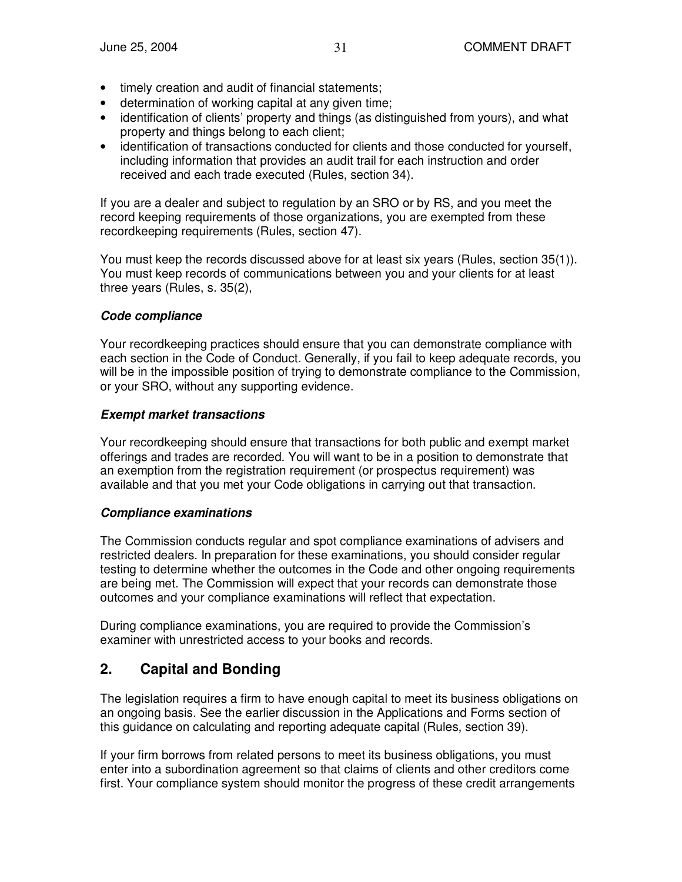- timely creation and audit of financial statements;
- determination of working capital at any given time;
- identification of clients' property and things (as distinguished from yours), and what property and things belong to each client;
- identification of transactions conducted for clients and those conducted for yourself, including information that provides an audit trail for each instruction and order received and each trade executed (Rules, section 34).

If you are a dealer and subject to regulation by an SRO or by RS, and you meet the record keeping requirements of those organizations, you are exempted from these recordkeeping requirements (Rules, section 47).

You must keep the records discussed above for at least six years (Rules, section 35(1)). You must keep records of communications between you and your clients for at least three years (Rules, s. 35(2),

***Code compliance***

Your recordkeeping practices should ensure that you can demonstrate compliance with each section in the Code of Conduct. Generally, if you fail to keep adequate records, you will be in the impossible position of trying to demonstrate compliance to the Commission, or your SRO, without any supporting evidence.

***Exempt market transactions***

Your recordkeeping should ensure that transactions for both public and exempt market offerings and trades are recorded. You will want to be in a position to demonstrate that an exemption from the registration requirement (or prospectus requirement) was available and that you met your Code obligations in carrying out that transaction.

***Compliance examinations***

The Commission conducts regular and spot compliance examinations of advisers and restricted dealers. In preparation for these examinations, you should consider regular testing to determine whether the outcomes in the Code and other ongoing requirements are being met. The Commission will expect that your records can demonstrate those outcomes and your compliance examinations will reflect that expectation.

During compliance examinations, you are required to provide the Commission's examiner with unrestricted access to your books and records.

## 2. Capital and Bonding

The legislation requires a firm to have enough capital to meet its business obligations on an ongoing basis. See the earlier discussion in the Applications and Forms section of this guidance on calculating and reporting adequate capital (Rules, section 39).

If your firm borrows from related persons to meet its business obligations, you must enter into a subordination agreement so that claims of clients and other creditors come first. Your compliance system should monitor the progress of these credit arrangements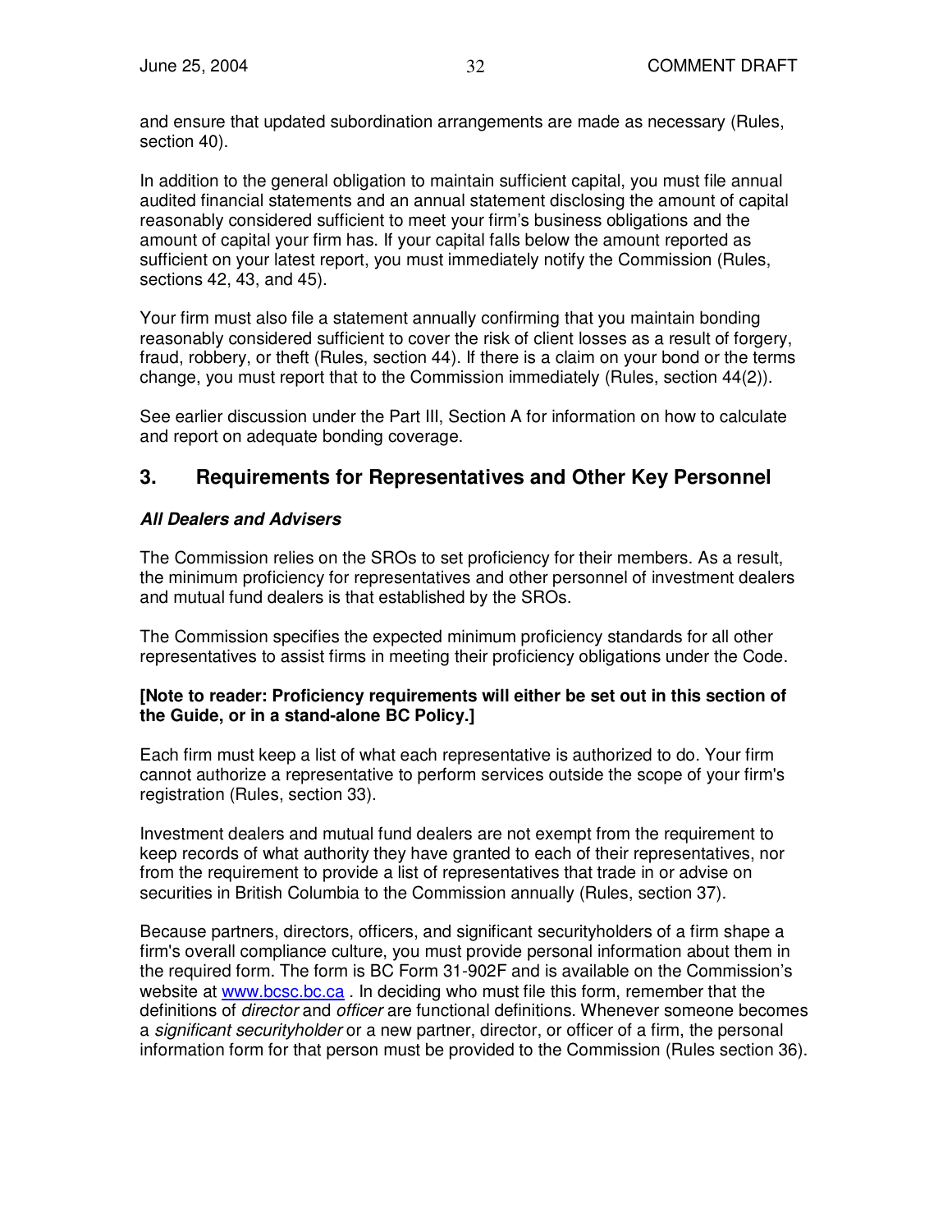and ensure that updated subordination arrangements are made as necessary (Rules, section 40).

In addition to the general obligation to maintain sufficient capital, you must file annual audited financial statements and an annual statement disclosing the amount of capital reasonably considered sufficient to meet your firm's business obligations and the amount of capital your firm has. If your capital falls below the amount reported as sufficient on your latest report, you must immediately notify the Commission (Rules, sections 42, 43, and 45).

Your firm must also file a statement annually confirming that you maintain bonding reasonably considered sufficient to cover the risk of client losses as a result of forgery, fraud, robbery, or theft (Rules, section 44). If there is a claim on your bond or the terms change, you must report that to the Commission immediately (Rules, section 44(2)).

See earlier discussion under the Part III, Section A for information on how to calculate and report on adequate bonding coverage.

## 3. Requirements for Representatives and Other Key Personnel

***All Dealers and Advisers***

The Commission relies on the SROs to set proficiency for their members. As a result, the minimum proficiency for representatives and other personnel of investment dealers and mutual fund dealers is that established by the SROs.

The Commission specifies the expected minimum proficiency standards for all other representatives to assist firms in meeting their proficiency obligations under the Code.

**[Note to reader: Proficiency requirements will either be set out in this section of the Guide, or in a stand-alone BC Policy.]**

Each firm must keep a list of what each representative is authorized to do. Your firm cannot authorize a representative to perform services outside the scope of your firm's registration (Rules, section 33).

Investment dealers and mutual fund dealers are not exempt from the requirement to keep records of what authority they have granted to each of their representatives, nor from the requirement to provide a list of representatives that trade in or advise on securities in British Columbia to the Commission annually (Rules, section 37).

Because partners, directors, officers, and significant securityholders of a firm shape a firm's overall compliance culture, you must provide personal information about them in the required form. The form is BC Form 31-902F and is available on the Commission's website at www.bcsc.bc.ca . In deciding who must file this form, remember that the definitions of *director* and *officer* are functional definitions. Whenever someone becomes a *significant securityholder* or a new partner, director, or officer of a firm, the personal information form for that person must be provided to the Commission (Rules section 36).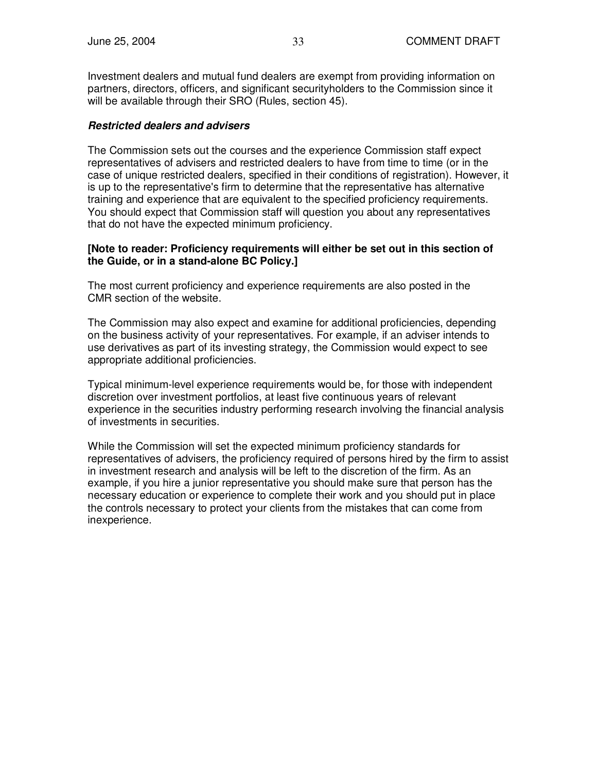Investment dealers and mutual fund dealers are exempt from providing information on partners, directors, officers, and significant securityholders to the Commission since it will be available through their SRO (Rules, section 45).

### ***Restricted dealers and advisers***

The Commission sets out the courses and the experience Commission staff expect representatives of advisers and restricted dealers to have from time to time (or in the case of unique restricted dealers, specified in their conditions of registration). However, it is up to the representative's firm to determine that the representative has alternative training and experience that are equivalent to the specified proficiency requirements. You should expect that Commission staff will question you about any representatives that do not have the expected minimum proficiency.

**[Note to reader: Proficiency requirements will either be set out in this section of the Guide, or in a stand-alone BC Policy.]**

The most current proficiency and experience requirements are also posted in the CMR section of the website.

The Commission may also expect and examine for additional proficiencies, depending on the business activity of your representatives. For example, if an adviser intends to use derivatives as part of its investing strategy, the Commission would expect to see appropriate additional proficiencies.

Typical minimum-level experience requirements would be, for those with independent discretion over investment portfolios, at least five continuous years of relevant experience in the securities industry performing research involving the financial analysis of investments in securities.

While the Commission will set the expected minimum proficiency standards for representatives of advisers, the proficiency required of persons hired by the firm to assist in investment research and analysis will be left to the discretion of the firm. As an example, if you hire a junior representative you should make sure that person has the necessary education or experience to complete their work and you should put in place the controls necessary to protect your clients from the mistakes that can come from inexperience.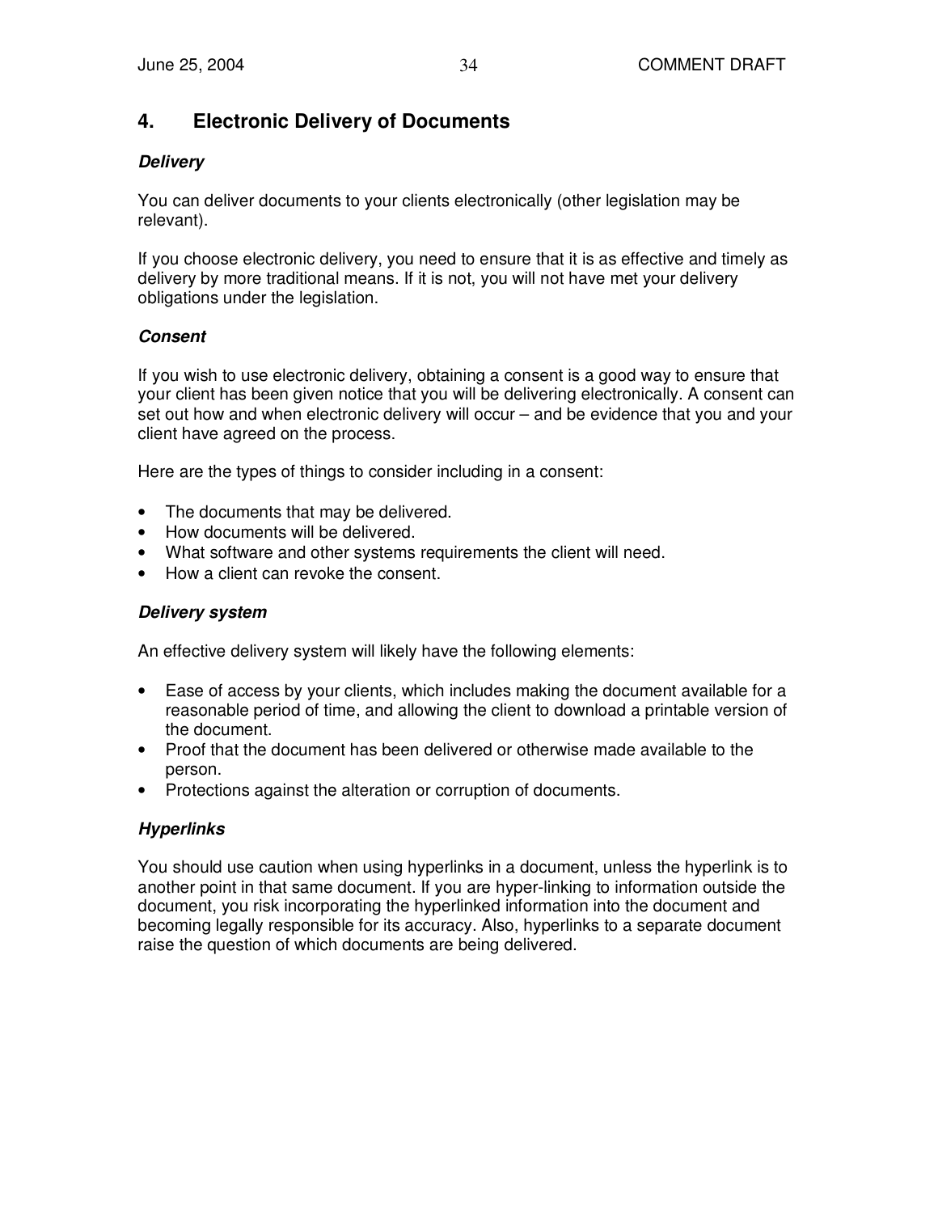## 4. Electronic Delivery of Documents

***Delivery***

You can deliver documents to your clients electronically (other legislation may be relevant).

If you choose electronic delivery, you need to ensure that it is as effective and timely as delivery by more traditional means. If it is not, you will not have met your delivery obligations under the legislation.

***Consent***

If you wish to use electronic delivery, obtaining a consent is a good way to ensure that your client has been given notice that you will be delivering electronically. A consent can set out how and when electronic delivery will occur – and be evidence that you and your client have agreed on the process.

Here are the types of things to consider including in a consent:

- The documents that may be delivered.
- How documents will be delivered.
- What software and other systems requirements the client will need.
- How a client can revoke the consent.

***Delivery system***

An effective delivery system will likely have the following elements:

- Ease of access by your clients, which includes making the document available for a reasonable period of time, and allowing the client to download a printable version of the document.
- Proof that the document has been delivered or otherwise made available to the person.
- Protections against the alteration or corruption of documents.

***Hyperlinks***

You should use caution when using hyperlinks in a document, unless the hyperlink is to another point in that same document. If you are hyper-linking to information outside the document, you risk incorporating the hyperlinked information into the document and becoming legally responsible for its accuracy. Also, hyperlinks to a separate document raise the question of which documents are being delivered.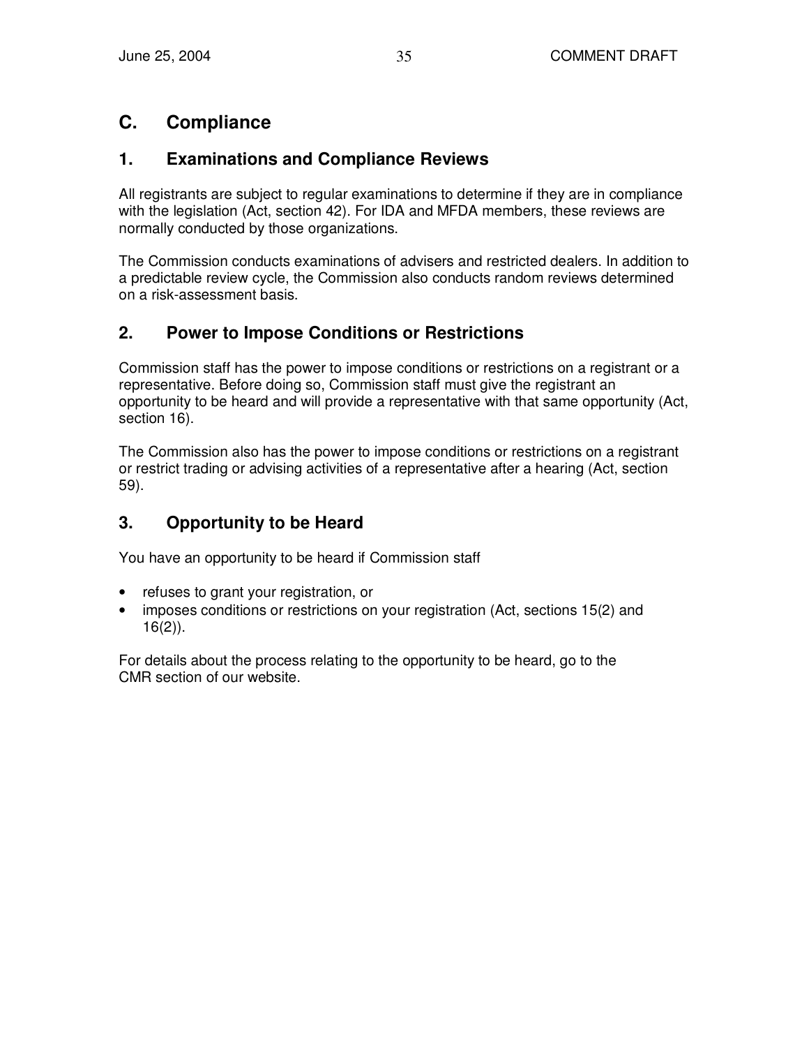## C. Compliance

### 1. Examinations and Compliance Reviews

All registrants are subject to regular examinations to determine if they are in compliance with the legislation (Act, section 42). For IDA and MFDA members, these reviews are normally conducted by those organizations.

The Commission conducts examinations of advisers and restricted dealers. In addition to a predictable review cycle, the Commission also conducts random reviews determined on a risk-assessment basis.

### 2. Power to Impose Conditions or Restrictions

Commission staff has the power to impose conditions or restrictions on a registrant or a representative. Before doing so, Commission staff must give the registrant an opportunity to be heard and will provide a representative with that same opportunity (Act, section 16).

The Commission also has the power to impose conditions or restrictions on a registrant or restrict trading or advising activities of a representative after a hearing (Act, section 59).

### 3. Opportunity to be Heard

You have an opportunity to be heard if Commission staff

- refuses to grant your registration, or
- imposes conditions or restrictions on your registration (Act, sections 15(2) and 16(2)).

For details about the process relating to the opportunity to be heard, go to the CMR section of our website.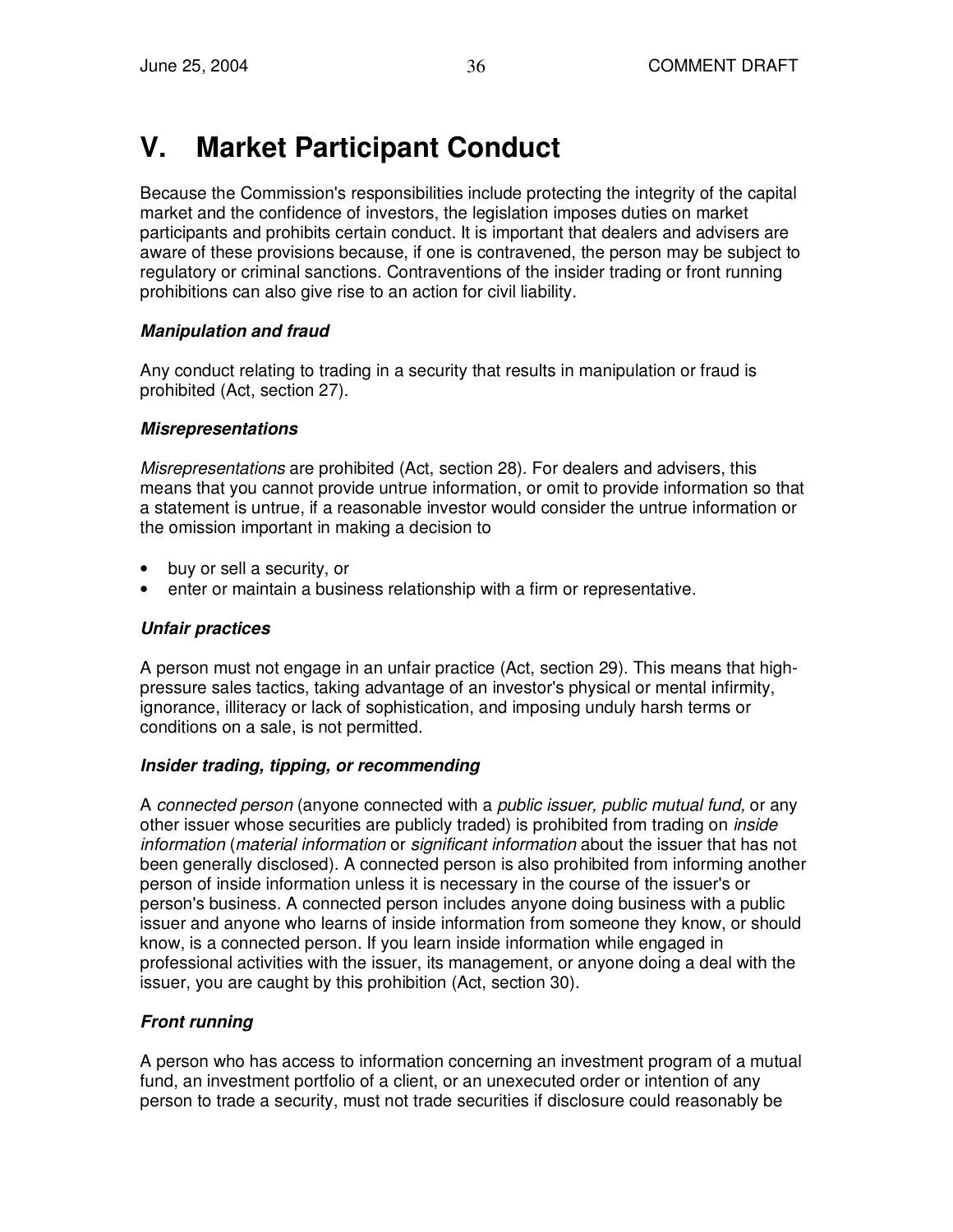# V. Market Participant Conduct

Because the Commission's responsibilities include protecting the integrity of the capital market and the confidence of investors, the legislation imposes duties on market participants and prohibits certain conduct. It is important that dealers and advisers are aware of these provisions because, if one is contravened, the person may be subject to regulatory or criminal sanctions. Contraventions of the insider trading or front running prohibitions can also give rise to an action for civil liability.

***Manipulation and fraud***

Any conduct relating to trading in a security that results in manipulation or fraud is prohibited (Act, section 27).

***Misrepresentations***

*Misrepresentations* are prohibited (Act, section 28). For dealers and advisers, this means that you cannot provide untrue information, or omit to provide information so that a statement is untrue, if a reasonable investor would consider the untrue information or the omission important in making a decision to

- buy or sell a security, or
- enter or maintain a business relationship with a firm or representative.

***Unfair practices***

A person must not engage in an unfair practice (Act, section 29). This means that high-pressure sales tactics, taking advantage of an investor's physical or mental infirmity, ignorance, illiteracy or lack of sophistication, and imposing unduly harsh terms or conditions on a sale, is not permitted.

***Insider trading, tipping, or recommending***

A *connected person* (anyone connected with a *public issuer, public mutual fund,* or any other issuer whose securities are publicly traded) is prohibited from trading on *inside information* (*material information* or *significant information* about the issuer that has not been generally disclosed). A connected person is also prohibited from informing another person of inside information unless it is necessary in the course of the issuer's or person's business. A connected person includes anyone doing business with a public issuer and anyone who learns of inside information from someone they know, or should know, is a connected person. If you learn inside information while engaged in professional activities with the issuer, its management, or anyone doing a deal with the issuer, you are caught by this prohibition (Act, section 30).

***Front running***

A person who has access to information concerning an investment program of a mutual fund, an investment portfolio of a client, or an unexecuted order or intention of any person to trade a security, must not trade securities if disclosure could reasonably be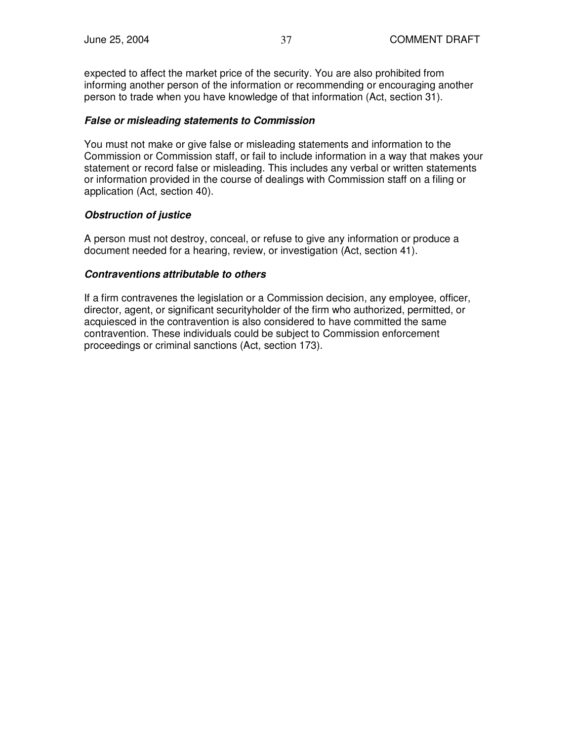expected to affect the market price of the security. You are also prohibited from informing another person of the information or recommending or encouraging another person to trade when you have knowledge of that information (Act, section 31).

***False or misleading statements to Commission***

You must not make or give false or misleading statements and information to the Commission or Commission staff, or fail to include information in a way that makes your statement or record false or misleading. This includes any verbal or written statements or information provided in the course of dealings with Commission staff on a filing or application (Act, section 40).

***Obstruction of justice***

A person must not destroy, conceal, or refuse to give any information or produce a document needed for a hearing, review, or investigation (Act, section 41).

***Contraventions attributable to others***

If a firm contravenes the legislation or a Commission decision, any employee, officer, director, agent, or significant securityholder of the firm who authorized, permitted, or acquiesced in the contravention is also considered to have committed the same contravention. These individuals could be subject to Commission enforcement proceedings or criminal sanctions (Act, section 173).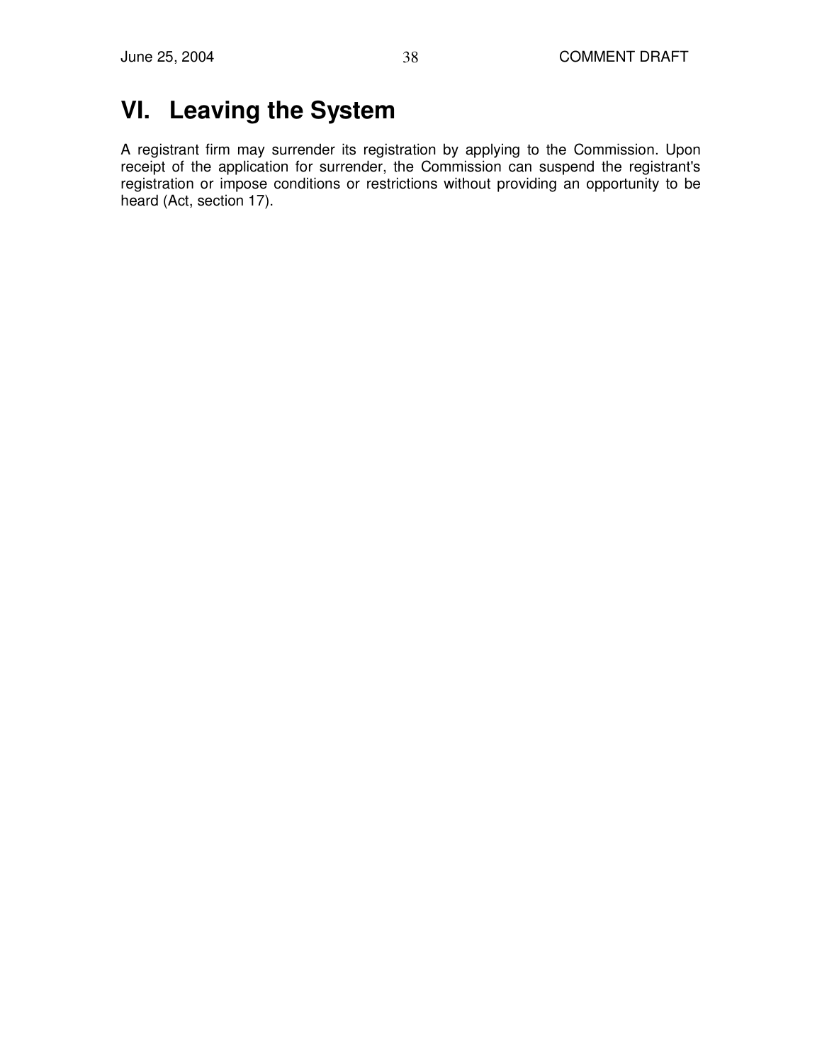# VI. Leaving the System

A registrant firm may surrender its registration by applying to the Commission. Upon receipt of the application for surrender, the Commission can suspend the registrant's registration or impose conditions or restrictions without providing an opportunity to be heard (Act, section 17).